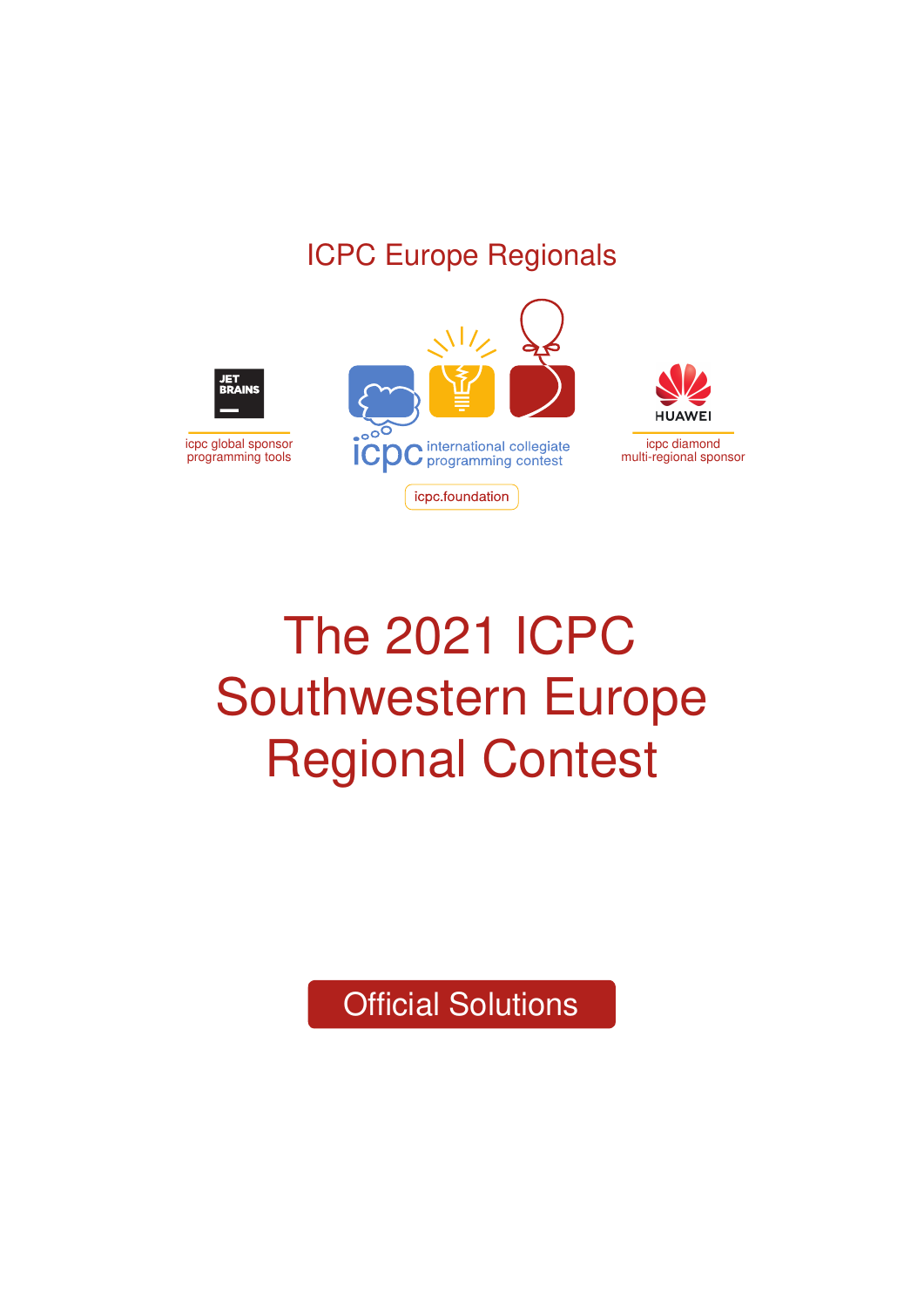ICPC Europe Regionals

JET BRAINS

icpc global sponsor
programming tools

icpc international collegiate programming contest

icpc.foundation

HUAWEI

icpc diamond
multi-regional sponsor

# The 2021 ICPC Southwestern Europe Regional Contest

Official Solutions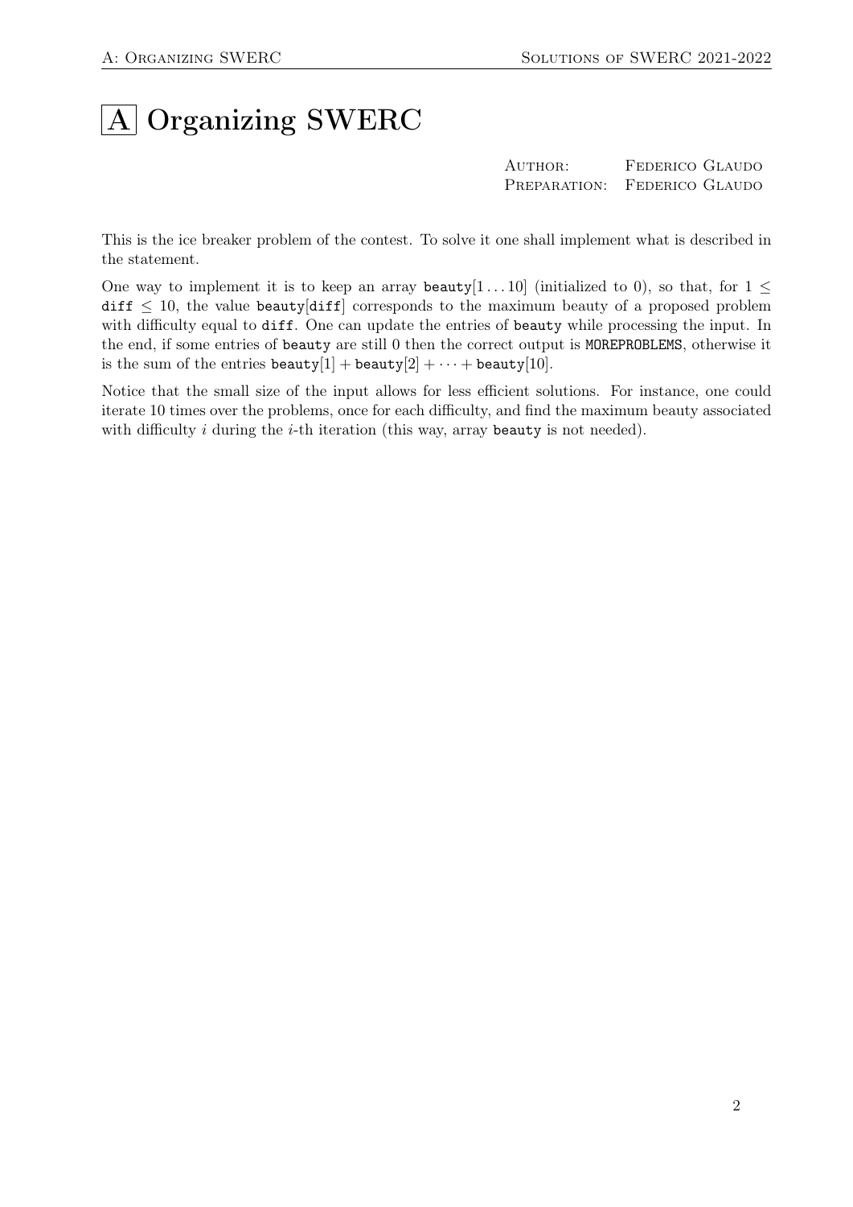# A Organizing SWERC

AUTHOR: Federico Glaudo
PREPARATION: Federico Glaudo

This is the ice breaker problem of the contest. To solve it one shall implement what is described in the statement.

One way to implement it is to keep an array `beauty`$[1 \ldots 10]$ (initialized to 0), so that, for $1 \leq$ `diff` $\leq 10$, the value `beauty`[`diff`] corresponds to the maximum beauty of a proposed problem with difficulty equal to `diff`. One can update the entries of `beauty` while processing the input. In the end, if some entries of `beauty` are still 0 then the correct output is `MOREPROBLEMS`, otherwise it is the sum of the entries `beauty`$[1]$ + `beauty`$[2]$ + $\cdots$ + `beauty`$[10]$.

Notice that the small size of the input allows for less efficient solutions. For instance, one could iterate 10 times over the problems, once for each difficulty, and find the maximum beauty associated with difficulty $i$ during the $i$-th iteration (this way, array `beauty` is not needed).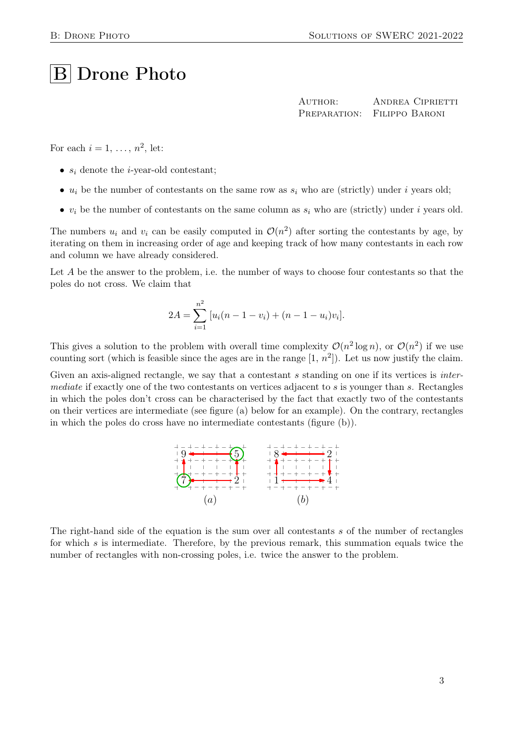# B Drone Photo

AUTHOR: ANDREA CIPRIETTI
PREPARATION: FILIPPO BARONI

For each $i = 1, \ldots, n^2$, let:

- $s_i$ denote the $i$-year-old contestant;
- $u_i$ be the number of contestants on the same row as $s_i$ who are (strictly) under $i$ years old;
- $v_i$ be the number of contestants on the same column as $s_i$ who are (strictly) under $i$ years old.

The numbers $u_i$ and $v_i$ can be easily computed in $\mathcal{O}(n^2)$ after sorting the contestants by age, by iterating on them in increasing order of age and keeping track of how many contestants in each row and column we have already considered.

Let $A$ be the answer to the problem, i.e. the number of ways to choose four contestants so that the poles do not cross. We claim that

$$2A = \sum_{i=1}^{n^2} [u_i(n-1-v_i) + (n-1-u_i)v_i].$$

This gives a solution to the problem with overall time complexity $\mathcal{O}(n^2 \log n)$, or $\mathcal{O}(n^2)$ if we use counting sort (which is feasible since the ages are in the range $[1, n^2]$). Let us now justify the claim.

Given an axis-aligned rectangle, we say that a contestant $s$ standing on one if its vertices is *intermediate* if exactly one of the two contestants on vertices adjacent to $s$ is younger than $s$. Rectangles in which the poles don't cross can be characterised by the fact that exactly two of the contestants on their vertices are intermediate (see figure (a) below for an example). On the contrary, rectangles in which the poles do cross have no intermediate contestants (figure (b)).

(a) (b)

The right-hand side of the equation is the sum over all contestants $s$ of the number of rectangles for which $s$ is intermediate. Therefore, by the previous remark, this summation equals twice the number of rectangles with non-crossing poles, i.e. twice the answer to the problem.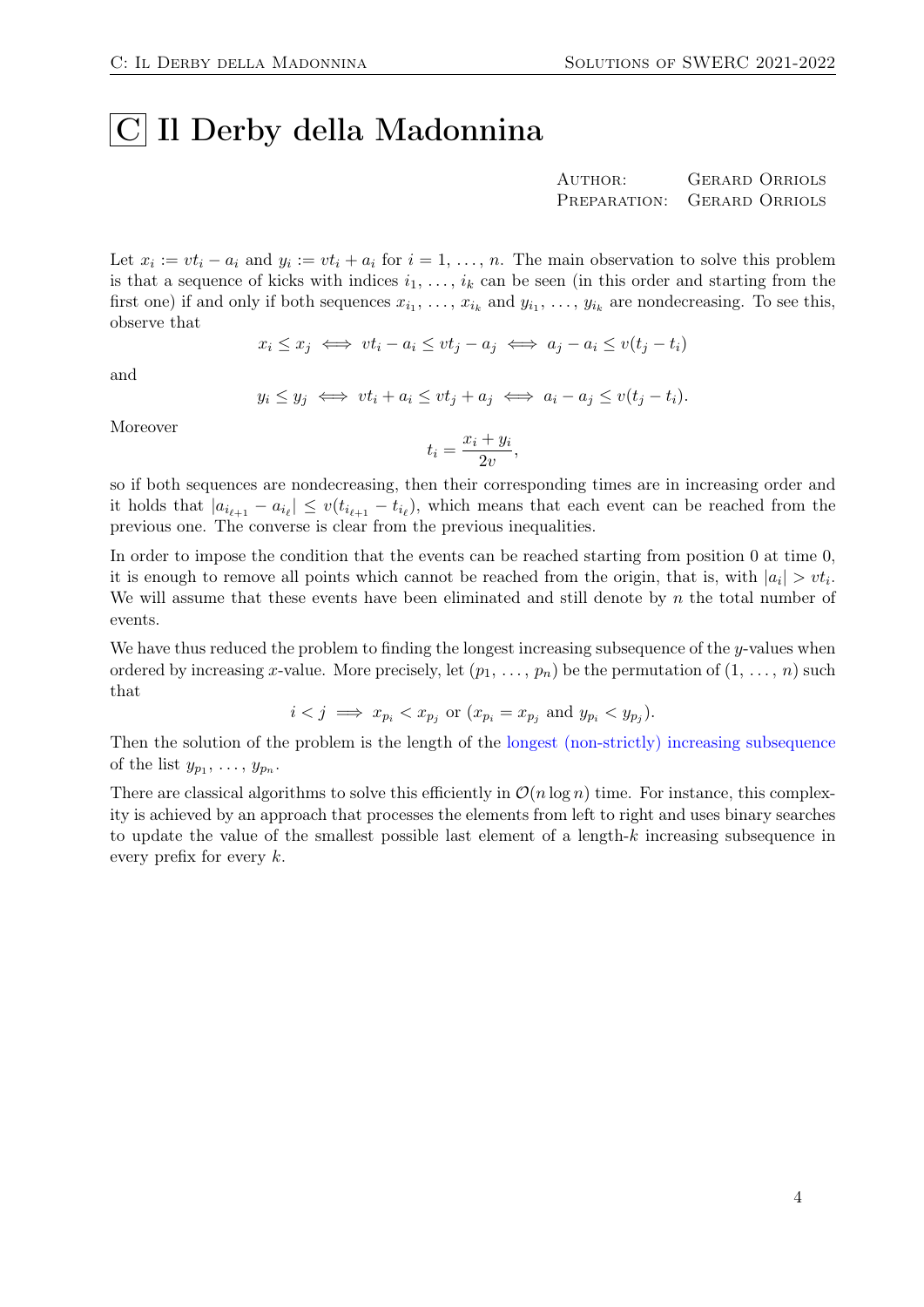# C Il Derby della Madonnina

AUTHOR: GERARD ORRIOLS
PREPARATION: GERARD ORRIOLS

Let $x_i := vt_i - a_i$ and $y_i := vt_i + a_i$ for $i = 1, \ldots, n$. The main observation to solve this problem is that a sequence of kicks with indices $i_1, \ldots, i_k$ can be seen (in this order and starting from the first one) if and only if both sequences $x_{i_1}, \ldots, x_{i_k}$ and $y_{i_1}, \ldots, y_{i_k}$ are nondecreasing. To see this, observe that

$$x_i \le x_j \iff vt_i - a_i \le vt_j - a_j \iff a_j - a_i \le v(t_j - t_i)$$

and

$$y_i \le y_j \iff vt_i + a_i \le vt_j + a_j \iff a_i - a_j \le v(t_j - t_i).$$

Moreover

$$t_i = \frac{x_i + y_i}{2v},$$

so if both sequences are nondecreasing, then their corresponding times are in increasing order and it holds that $|a_{i_{\ell+1}} - a_{i_\ell}| \le v(t_{i_{\ell+1}} - t_{i_\ell})$, which means that each event can be reached from the previous one. The converse is clear from the previous inequalities.

In order to impose the condition that the events can be reached starting from position 0 at time 0, it is enough to remove all points which cannot be reached from the origin, that is, with $|a_i| > vt_i$. We will assume that these events have been eliminated and still denote by $n$ the total number of events.

We have thus reduced the problem to finding the longest increasing subsequence of the $y$-values when ordered by increasing $x$-value. More precisely, let $(p_1, \ldots, p_n)$ be the permutation of $(1, \ldots, n)$ such that

$$i < j \implies x_{p_i} < x_{p_j} \text{ or } (x_{p_i} = x_{p_j} \text{ and } y_{p_i} < y_{p_j}).$$

Then the solution of the problem is the length of the longest (non-strictly) increasing subsequence of the list $y_{p_1}, \ldots, y_{p_n}$.

There are classical algorithms to solve this efficiently in $\mathcal{O}(n \log n)$ time. For instance, this complexity is achieved by an approach that processes the elements from left to right and uses binary searches to update the value of the smallest possible last element of a length-$k$ increasing subsequence in every prefix for every $k$.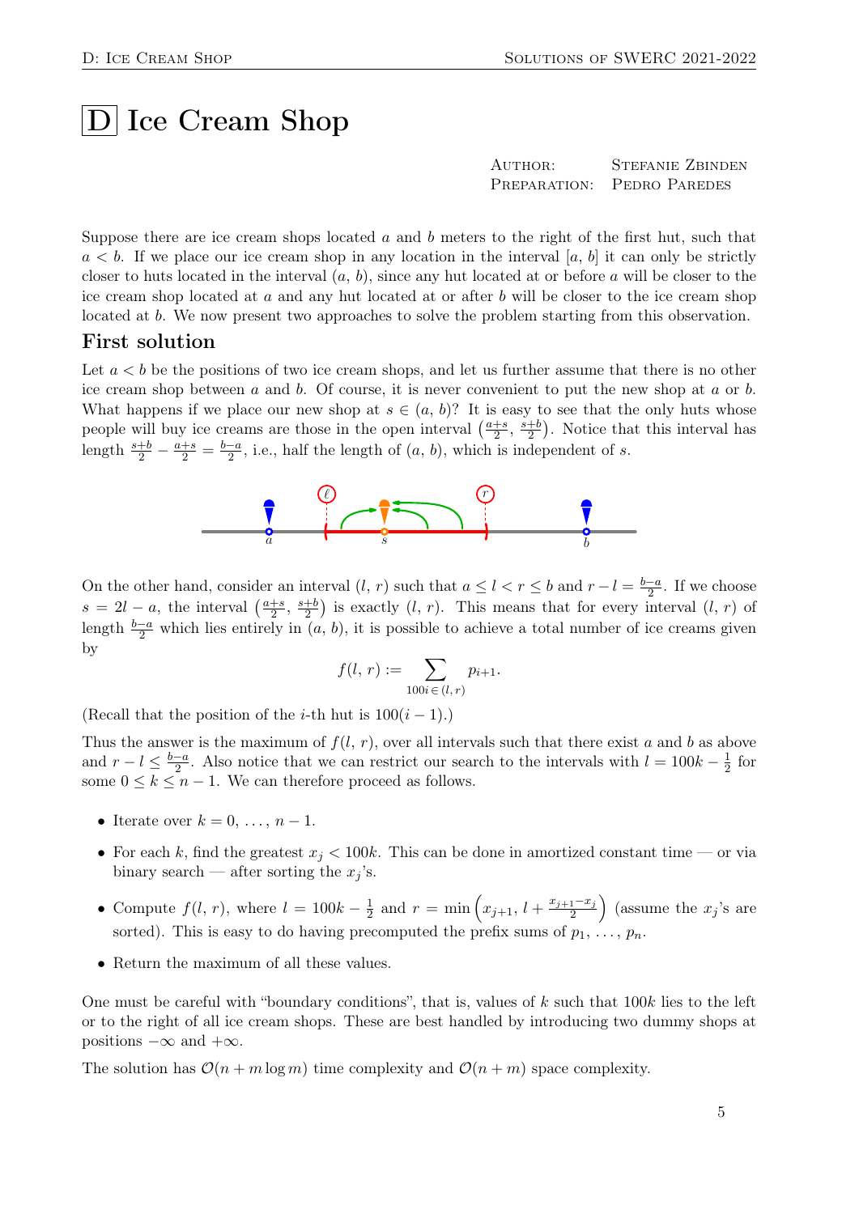# D Ice Cream Shop

AUTHOR: STEFANIE ZBINDEN
PREPARATION: PEDRO PAREDES

Suppose there are ice cream shops located $a$ and $b$ meters to the right of the first hut, such that $a < b$. If we place our ice cream shop in any location in the interval $[a, b]$ it can only be strictly closer to huts located in the interval $(a, b)$, since any hut located at or before $a$ will be closer to the ice cream shop located at $a$ and any hut located at or after $b$ will be closer to the ice cream shop located at $b$. We now present two approaches to solve the problem starting from this observation.

## First solution

Let $a < b$ be the positions of two ice cream shops, and let us further assume that there is no other ice cream shop between $a$ and $b$. Of course, it is never convenient to put the new shop at $a$ or $b$. What happens if we place our new shop at $s \in (a, b)$? It is easy to see that the only huts whose people will buy ice creams are those in the open interval $\left(\frac{a+s}{2}, \frac{s+b}{2}\right)$. Notice that this interval has length $\frac{s+b}{2} - \frac{a+s}{2} = \frac{b-a}{2}$, i.e., half the length of $(a, b)$, which is independent of $s$.

On the other hand, consider an interval $(l, r)$ such that $a \le l < r \le b$ and $r - l = \frac{b-a}{2}$. If we choose $s = 2l - a$, the interval $\left(\frac{a+s}{2}, \frac{s+b}{2}\right)$ is exactly $(l, r)$. This means that for every interval $(l, r)$ of length $\frac{b-a}{2}$ which lies entirely in $(a, b)$, it is possible to achieve a total number of ice creams given by

$$f(l, r) := \sum_{100i \in (l, r)} p_{i+1}.$$

(Recall that the position of the $i$-th hut is $100(i-1)$.)

Thus the answer is the maximum of $f(l, r)$, over all intervals such that there exist $a$ and $b$ as above and $r - l \le \frac{b-a}{2}$. Also notice that we can restrict our search to the intervals with $l = 100k - \frac{1}{2}$ for some $0 \le k \le n - 1$. We can therefore proceed as follows.

- Iterate over $k = 0, \ldots, n - 1$.
- For each $k$, find the greatest $x_j < 100k$. This can be done in amortized constant time — or via binary search — after sorting the $x_j$'s.
- Compute $f(l, r)$, where $l = 100k - \frac{1}{2}$ and $r = \min\left(x_{j+1}, l + \frac{x_{j+1} - x_j}{2}\right)$ (assume the $x_j$'s are sorted). This is easy to do having precomputed the prefix sums of $p_1, \ldots, p_n$.
- Return the maximum of all these values.

One must be careful with "boundary conditions", that is, values of $k$ such that $100k$ lies to the left or to the right of all ice cream shops. These are best handled by introducing two dummy shops at positions $-\infty$ and $+\infty$.

The solution has $\mathcal{O}(n + m \log m)$ time complexity and $\mathcal{O}(n + m)$ space complexity.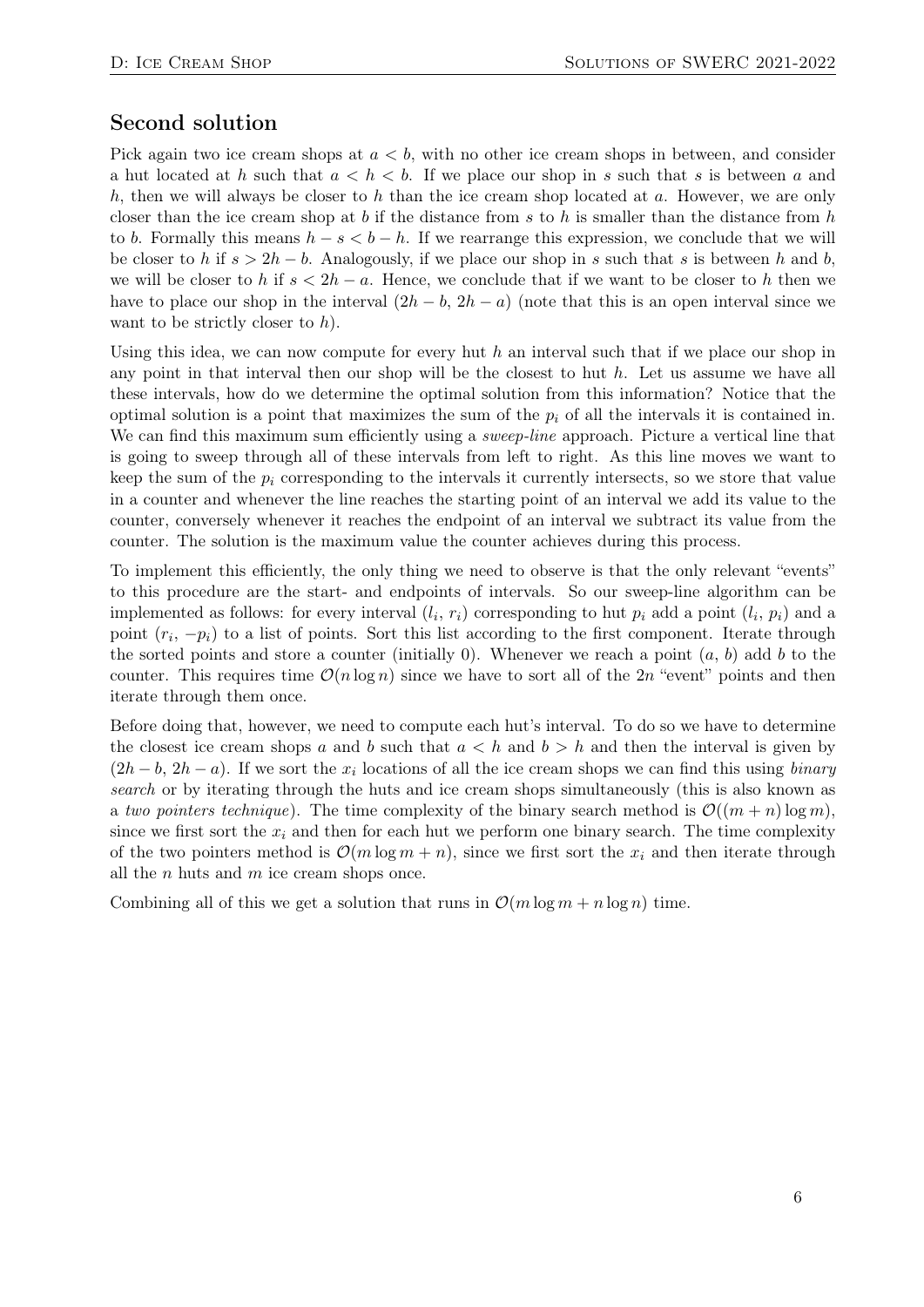## Second solution

Pick again two ice cream shops at $a < b$, with no other ice cream shops in between, and consider a hut located at $h$ such that $a < h < b$. If we place our shop in $s$ such that $s$ is between $a$ and $h$, then we will always be closer to $h$ than the ice cream shop located at $a$. However, we are only closer than the ice cream shop at $b$ if the distance from $s$ to $h$ is smaller than the distance from $h$ to $b$. Formally this means $h - s < b - h$. If we rearrange this expression, we conclude that we will be closer to $h$ if $s > 2h - b$. Analogously, if we place our shop in $s$ such that $s$ is between $h$ and $b$, we will be closer to $h$ if $s < 2h - a$. Hence, we conclude that if we want to be closer to $h$ then we have to place our shop in the interval $(2h - b, 2h - a)$ (note that this is an open interval since we want to be strictly closer to $h$).

Using this idea, we can now compute for every hut $h$ an interval such that if we place our shop in any point in that interval then our shop will be the closest to hut $h$. Let us assume we have all these intervals, how do we determine the optimal solution from this information? Notice that the optimal solution is a point that maximizes the sum of the $p_i$ of all the intervals it is contained in. We can find this maximum sum efficiently using a *sweep-line* approach. Picture a vertical line that is going to sweep through all of these intervals from left to right. As this line moves we want to keep the sum of the $p_i$ corresponding to the intervals it currently intersects, so we store that value in a counter and whenever the line reaches the starting point of an interval we add its value to the counter, conversely whenever it reaches the endpoint of an interval we subtract its value from the counter. The solution is the maximum value the counter achieves during this process.

To implement this efficiently, the only thing we need to observe is that the only relevant "events" to this procedure are the start- and endpoints of intervals. So our sweep-line algorithm can be implemented as follows: for every interval $(l_i, r_i)$ corresponding to hut $p_i$ add a point $(l_i, p_i)$ and a point $(r_i, -p_i)$ to a list of points. Sort this list according to the first component. Iterate through the sorted points and store a counter (initially 0). Whenever we reach a point $(a, b)$ add $b$ to the counter. This requires time $\mathcal{O}(n \log n)$ since we have to sort all of the $2n$ "event" points and then iterate through them once.

Before doing that, however, we need to compute each hut's interval. To do so we have to determine the closest ice cream shops $a$ and $b$ such that $a < h$ and $b > h$ and then the interval is given by $(2h - b, 2h - a)$. If we sort the $x_i$ locations of all the ice cream shops we can find this using *binary search* or by iterating through the huts and ice cream shops simultaneously (this is also known as a *two pointers technique*). The time complexity of the binary search method is $\mathcal{O}((m + n) \log m)$, since we first sort the $x_i$ and then for each hut we perform one binary search. The time complexity of the two pointers method is $\mathcal{O}(m \log m + n)$, since we first sort the $x_i$ and then iterate through all the $n$ huts and $m$ ice cream shops once.

Combining all of this we get a solution that runs in $\mathcal{O}(m \log m + n \log n)$ time.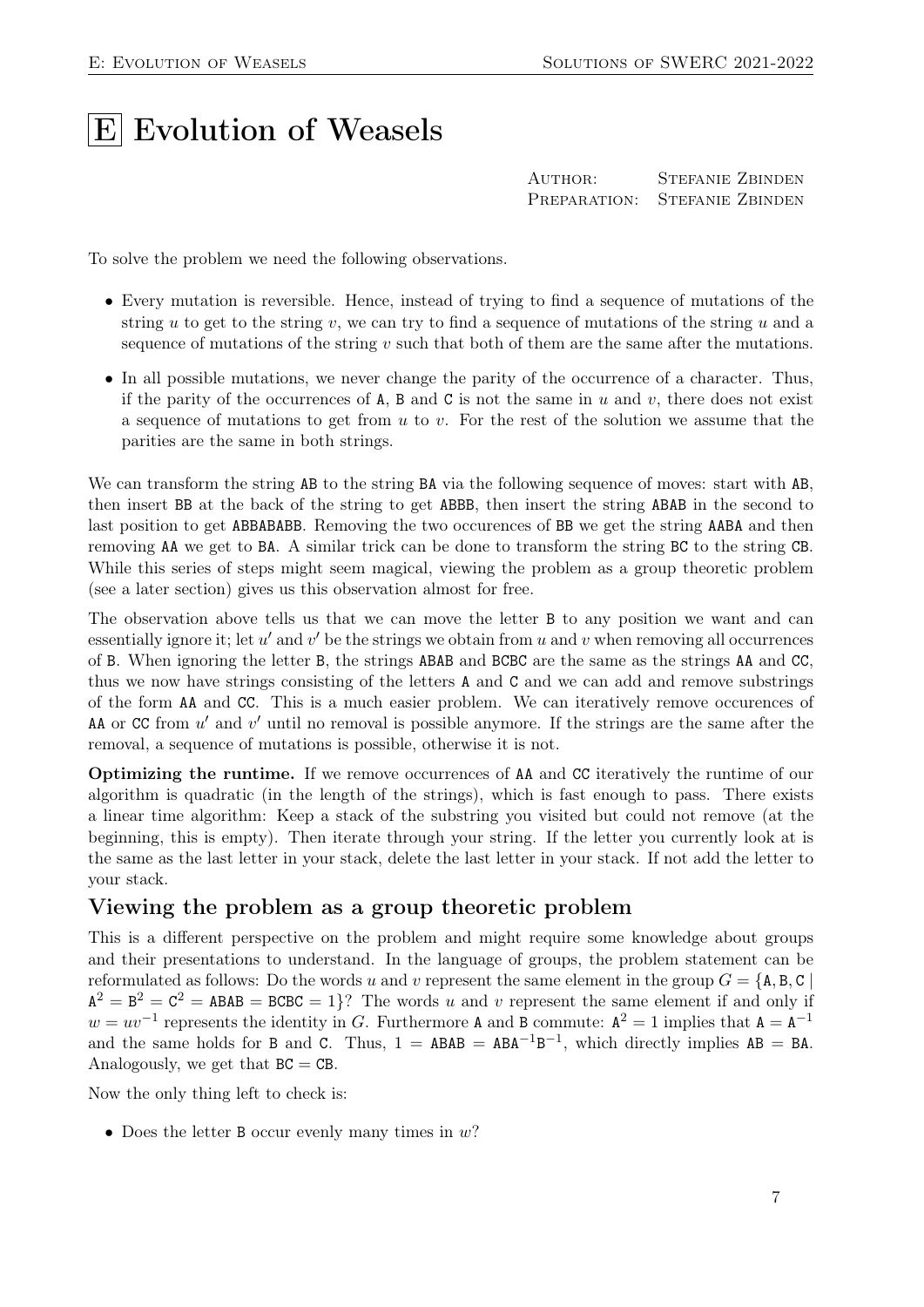# E Evolution of Weasels

Author: Stefanie Zbinden
Preparation: Stefanie Zbinden

To solve the problem we need the following observations.

- Every mutation is reversible. Hence, instead of trying to find a sequence of mutations of the string $u$ to get to the string $v$, we can try to find a sequence of mutations of the string $u$ and a sequence of mutations of the string $v$ such that both of them are the same after the mutations.
- In all possible mutations, we never change the parity of the occurrence of a character. Thus, if the parity of the occurrences of A, B and C is not the same in $u$ and $v$, there does not exist a sequence of mutations to get from $u$ to $v$. For the rest of the solution we assume that the parities are the same in both strings.

We can transform the string AB to the string BA via the following sequence of moves: start with AB, then insert BB at the back of the string to get ABBB, then insert the string ABAB in the second to last position to get ABBABABB. Removing the two occurences of BB we get the string AABA and then removing AA we get to BA. A similar trick can be done to transform the string BC to the string CB. While this series of steps might seem magical, viewing the problem as a group theoretic problem (see a later section) gives us this observation almost for free.

The observation above tells us that we can move the letter B to any position we want and can essentially ignore it; let $u'$ and $v'$ be the strings we obtain from $u$ and $v$ when removing all occurrences of B. When ignoring the letter B, the strings ABAB and BCBC are the same as the strings AA and CC, thus we now have strings consisting of the letters A and C and we can add and remove substrings of the form AA and CC. This is a much easier problem. We can iteratively remove occurences of AA or CC from $u'$ and $v'$ until no removal is possible anymore. If the strings are the same after the removal, a sequence of mutations is possible, otherwise it is not.

**Optimizing the runtime.** If we remove occurrences of AA and CC iteratively the runtime of our algorithm is quadratic (in the length of the strings), which is fast enough to pass. There exists a linear time algorithm: Keep a stack of the substring you visited but could not remove (at the beginning, this is empty). Then iterate through your string. If the letter you currently look at is the same as the last letter in your stack, delete the last letter in your stack. If not add the letter to your stack.

## Viewing the problem as a group theoretic problem

This is a different perspective on the problem and might require some knowledge about groups and their presentations to understand. In the language of groups, the problem statement can be reformulated as follows: Do the words $u$ and $v$ represent the same element in the group $G = \{\mathtt{A}, \mathtt{B}, \mathtt{C} \mid \mathtt{A}^2 = \mathtt{B}^2 = \mathtt{C}^2 = \mathtt{ABAB} = \mathtt{BCBC} = 1\}$? The words $u$ and $v$ represent the same element if and only if $w = uv^{-1}$ represents the identity in $G$. Furthermore A and B commute: $\mathtt{A}^2 = 1$ implies that $\mathtt{A} = \mathtt{A}^{-1}$ and the same holds for B and C. Thus, $1 = \mathtt{ABAB} = \mathtt{ABA}^{-1}\mathtt{B}^{-1}$, which directly implies $\mathtt{AB} = \mathtt{BA}$. Analogously, we get that $\mathtt{BC} = \mathtt{CB}$.

Now the only thing left to check is:

- Does the letter B occur evenly many times in $w$?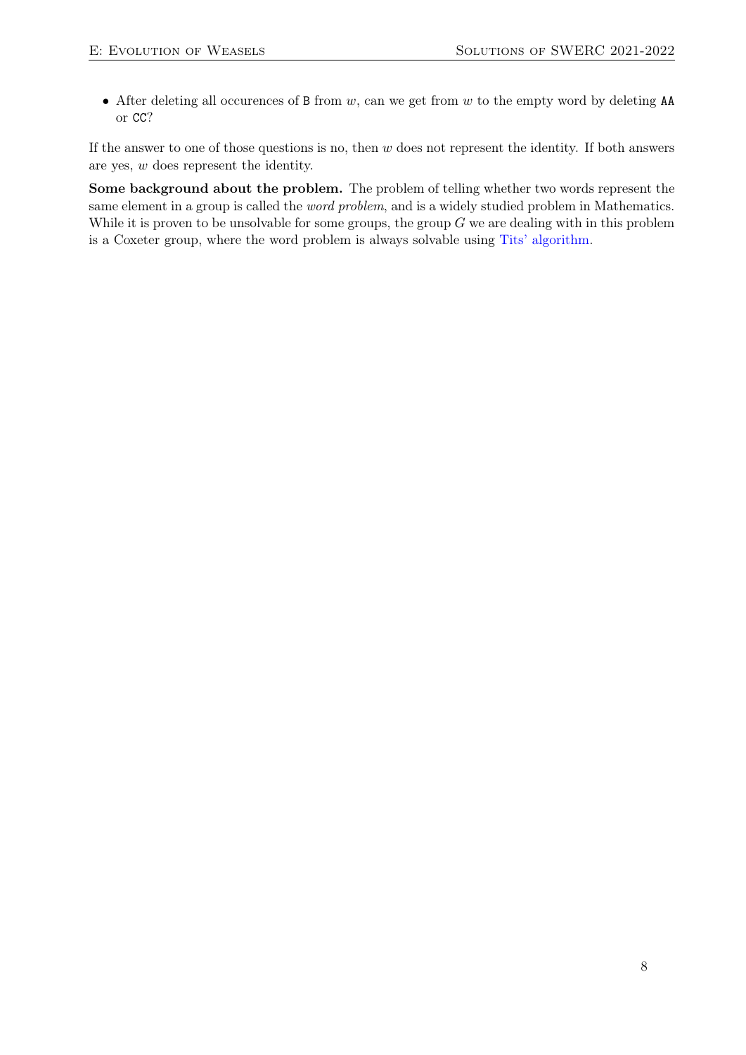- After deleting all occurences of `B` from $w$, can we get from $w$ to the empty word by deleting `AA` or `CC`?

If the answer to one of those questions is no, then $w$ does not represent the identity. If both answers are yes, $w$ does represent the identity.

**Some background about the problem.** The problem of telling whether two words represent the same element in a group is called the *word problem*, and is a widely studied problem in Mathematics. While it is proven to be unsolvable for some groups, the group $G$ we are dealing with in this problem is a Coxeter group, where the word problem is always solvable using Tits' algorithm.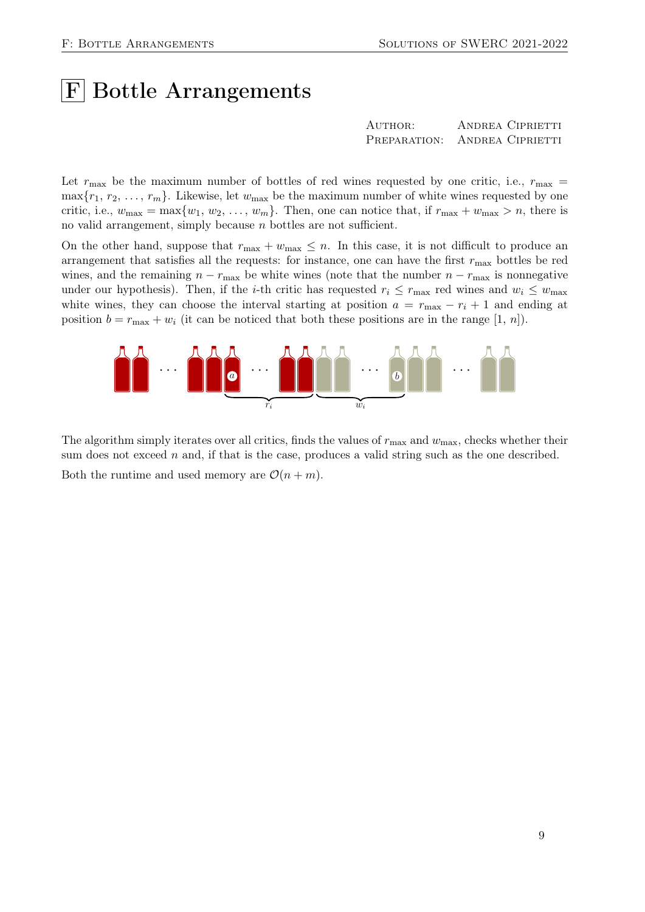# F Bottle Arrangements

AUTHOR: Andrea Ciprietti
PREPARATION: Andrea Ciprietti

Let $r_{\max}$ be the maximum number of bottles of red wines requested by one critic, i.e., $r_{\max} = \max\{r_1, r_2, \ldots, r_m\}$. Likewise, let $w_{\max}$ be the maximum number of white wines requested by one critic, i.e., $w_{\max} = \max\{w_1, w_2, \ldots, w_m\}$. Then, one can notice that, if $r_{\max} + w_{\max} > n$, there is no valid arrangement, simply because $n$ bottles are not sufficient.

On the other hand, suppose that $r_{\max} + w_{\max} \leq n$. In this case, it is not difficult to produce an arrangement that satisfies all the requests: for instance, one can have the first $r_{\max}$ bottles be red wines, and the remaining $n - r_{\max}$ be white wines (note that the number $n - r_{\max}$ is nonnegative under our hypothesis). Then, if the $i$-th critic has requested $r_i \leq r_{\max}$ red wines and $w_i \leq w_{\max}$ white wines, they can choose the interval starting at position $a = r_{\max} - r_i + 1$ and ending at position $b = r_{\max} + w_i$ (it can be noticed that both these positions are in the range $[1, n]$).

The algorithm simply iterates over all critics, finds the values of $r_{\max}$ and $w_{\max}$, checks whether their sum does not exceed $n$ and, if that is the case, produces a valid string such as the one described.

Both the runtime and used memory are $\mathcal{O}(n + m)$.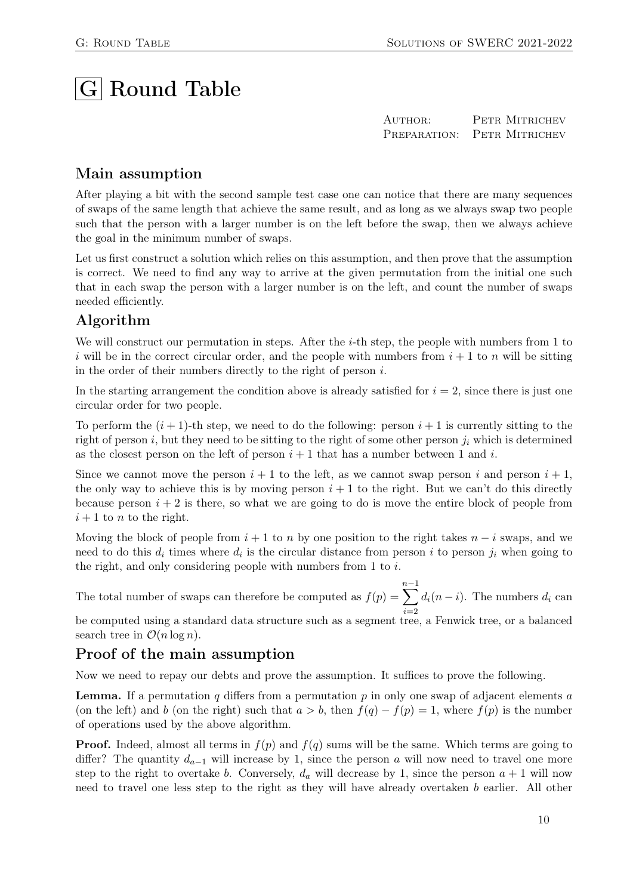# G Round Table

AUTHOR: PETR MITRICHEV
PREPARATION: PETR MITRICHEV

## Main assumption

After playing a bit with the second sample test case one can notice that there are many sequences of swaps of the same length that achieve the same result, and as long as we always swap two people such that the person with a larger number is on the left before the swap, then we always achieve the goal in the minimum number of swaps.

Let us first construct a solution which relies on this assumption, and then prove that the assumption is correct. We need to find any way to arrive at the given permutation from the initial one such that in each swap the person with a larger number is on the left, and count the number of swaps needed efficiently.

## Algorithm

We will construct our permutation in steps. After the $i$-th step, the people with numbers from 1 to $i$ will be in the correct circular order, and the people with numbers from $i+1$ to $n$ will be sitting in the order of their numbers directly to the right of person $i$.

In the starting arrangement the condition above is already satisfied for $i=2$, since there is just one circular order for two people.

To perform the $(i+1)$-th step, we need to do the following: person $i+1$ is currently sitting to the right of person $i$, but they need to be sitting to the right of some other person $j_i$ which is determined as the closest person on the left of person $i+1$ that has a number between 1 and $i$.

Since we cannot move the person $i+1$ to the left, as we cannot swap person $i$ and person $i+1$, the only way to achieve this is by moving person $i+1$ to the right. But we can't do this directly because person $i+2$ is there, so what we are going to do is move the entire block of people from $i+1$ to $n$ to the right.

Moving the block of people from $i+1$ to $n$ by one position to the right takes $n-i$ swaps, and we need to do this $d_i$ times where $d_i$ is the circular distance from person $i$ to person $j_i$ when going to the right, and only considering people with numbers from 1 to $i$.

The total number of swaps can therefore be computed as $f(p) = \sum_{i=2}^{n-1} d_i(n-i)$. The numbers $d_i$ can be computed using a standard data structure such as a segment tree, a Fenwick tree, or a balanced search tree in $\mathcal{O}(n \log n)$.

## Proof of the main assumption

Now we need to repay our debts and prove the assumption. It suffices to prove the following.

**Lemma.** If a permutation $q$ differs from a permutation $p$ in only one swap of adjacent elements $a$ (on the left) and $b$ (on the right) such that $a > b$, then $f(q) - f(p) = 1$, where $f(p)$ is the number of operations used by the above algorithm.

**Proof.** Indeed, almost all terms in $f(p)$ and $f(q)$ sums will be the same. Which terms are going to differ? The quantity $d_{a-1}$ will increase by 1, since the person $a$ will now need to travel one more step to the right to overtake $b$. Conversely, $d_a$ will decrease by 1, since the person $a+1$ will now need to travel one less step to the right as they will have already overtaken $b$ earlier. All other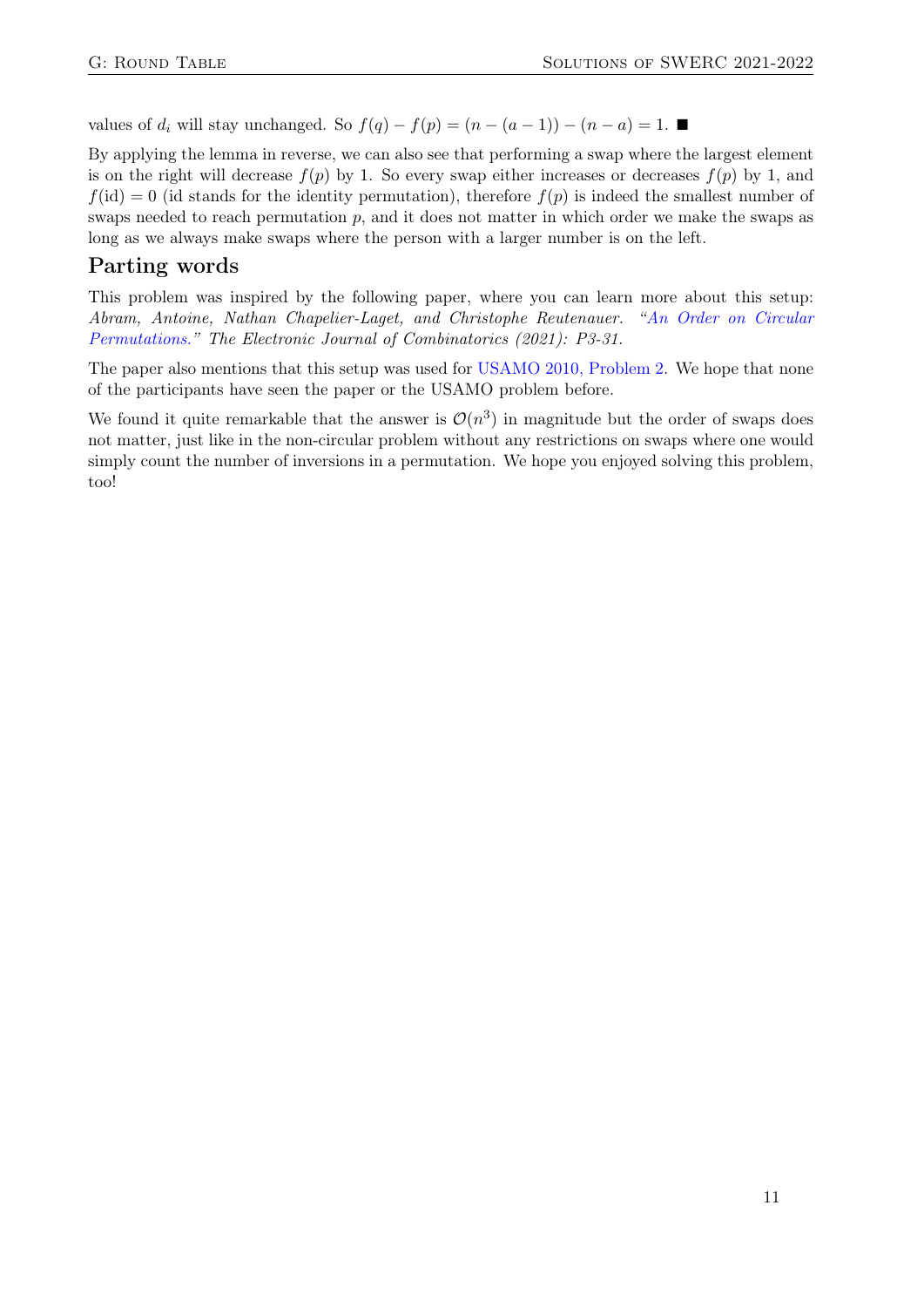values of $d_i$ will stay unchanged. So $f(q) - f(p) = (n - (a - 1)) - (n - a) = 1$. ■

By applying the lemma in reverse, we can also see that performing a swap where the largest element is on the right will decrease $f(p)$ by 1. So every swap either increases or decreases $f(p)$ by 1, and $f(\text{id}) = 0$ (id stands for the identity permutation), therefore $f(p)$ is indeed the smallest number of swaps needed to reach permutation $p$, and it does not matter in which order we make the swaps as long as we always make swaps where the person with a larger number is on the left.

## Parting words

This problem was inspired by the following paper, where you can learn more about this setup: *Abram, Antoine, Nathan Chapelier-Laget, and Christophe Reutenauer. "An Order on Circular Permutations." The Electronic Journal of Combinatorics (2021): P3-31.*

The paper also mentions that this setup was used for USAMO 2010, Problem 2. We hope that none of the participants have seen the paper or the USAMO problem before.

We found it quite remarkable that the answer is $\mathcal{O}(n^3)$ in magnitude but the order of swaps does not matter, just like in the non-circular problem without any restrictions on swaps where one would simply count the number of inversions in a permutation. We hope you enjoyed solving this problem, too!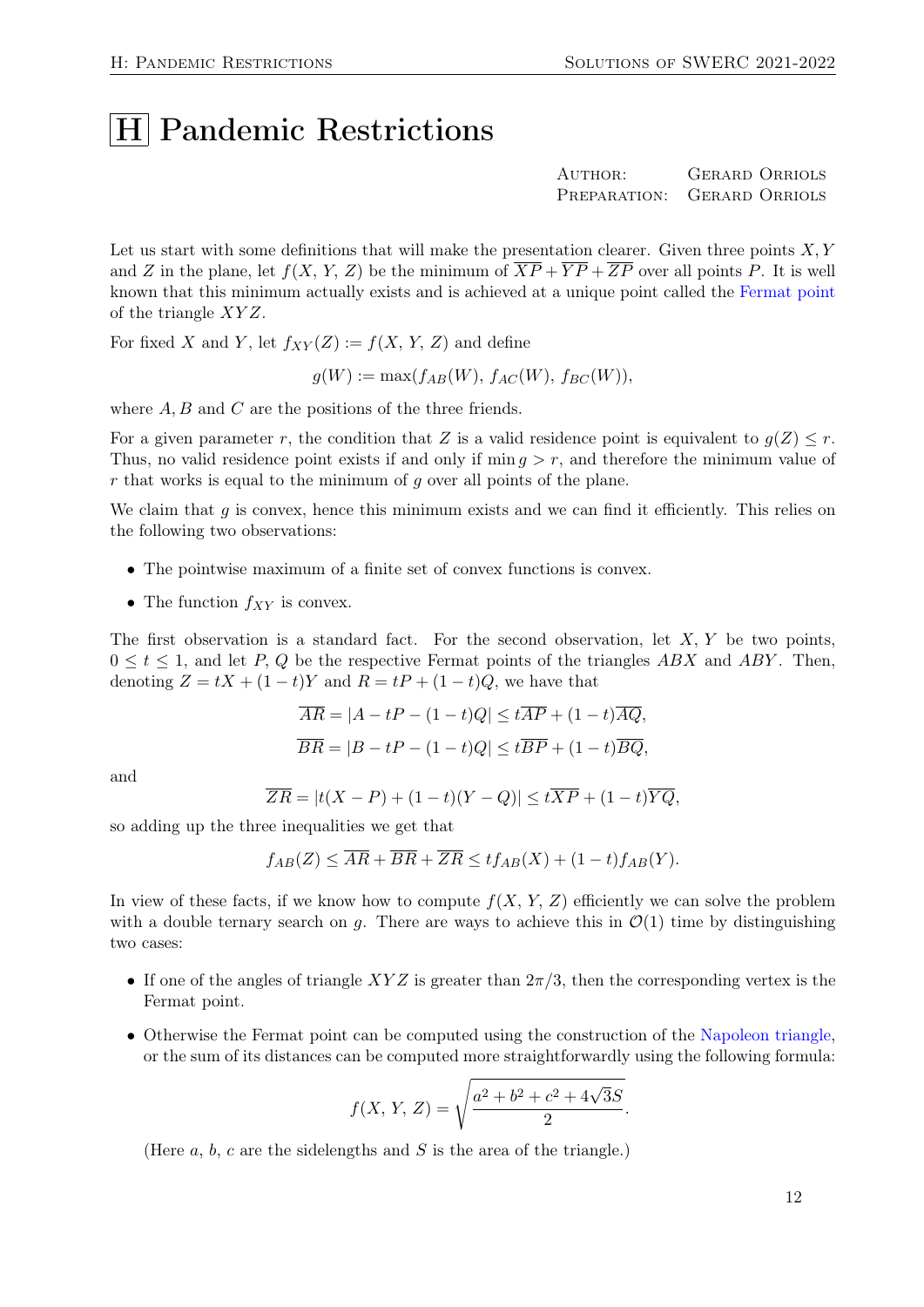# H Pandemic Restrictions

AUTHOR: GERARD ORRIOLS
PREPARATION: GERARD ORRIOLS

Let us start with some definitions that will make the presentation clearer. Given three points $X, Y$ and $Z$ in the plane, let $f(X, Y, Z)$ be the minimum of $\overline{XP} + \overline{YP} + \overline{ZP}$ over all points $P$. It is well known that this minimum actually exists and is achieved at a unique point called the Fermat point of the triangle $XYZ$.

For fixed $X$ and $Y$, let $f_{XY}(Z) := f(X, Y, Z)$ and define

$$g(W) := \max(f_{AB}(W), f_{AC}(W), f_{BC}(W)),$$

where $A, B$ and $C$ are the positions of the three friends.

For a given parameter $r$, the condition that $Z$ is a valid residence point is equivalent to $g(Z) \leq r$. Thus, no valid residence point exists if and only if $\min g > r$, and therefore the minimum value of $r$ that works is equal to the minimum of $g$ over all points of the plane.

We claim that $g$ is convex, hence this minimum exists and we can find it efficiently. This relies on the following two observations:

- The pointwise maximum of a finite set of convex functions is convex.
- The function $f_{XY}$ is convex.

The first observation is a standard fact. For the second observation, let $X, Y$ be two points, $0 \leq t \leq 1$, and let $P, Q$ be the respective Fermat points of the triangles $ABX$ and $ABY$. Then, denoting $Z = tX + (1-t)Y$ and $R = tP + (1-t)Q$, we have that

$$\overline{AR} = |A - tP - (1-t)Q| \leq t\overline{AP} + (1-t)\overline{AQ},$$

$$\overline{BR} = |B - tP - (1-t)Q| \leq t\overline{BP} + (1-t)\overline{BQ},$$

and

$$\overline{ZR} = |t(X-P) + (1-t)(Y-Q)| \leq t\overline{XP} + (1-t)\overline{YQ},$$

so adding up the three inequalities we get that

$$f_{AB}(Z) \leq \overline{AR} + \overline{BR} + \overline{ZR} \leq t f_{AB}(X) + (1-t) f_{AB}(Y).$$

In view of these facts, if we know how to compute $f(X, Y, Z)$ efficiently we can solve the problem with a double ternary search on $g$. There are ways to achieve this in $\mathcal{O}(1)$ time by distinguishing two cases:

- If one of the angles of triangle $XYZ$ is greater than $2\pi/3$, then the corresponding vertex is the Fermat point.
- Otherwise the Fermat point can be computed using the construction of the Napoleon triangle, or the sum of its distances can be computed more straightforwardly using the following formula:

$$f(X, Y, Z) = \sqrt{\frac{a^2 + b^2 + c^2 + 4\sqrt{3}S}{2}}.$$

(Here $a$, $b$, $c$ are the sidelengths and $S$ is the area of the triangle.)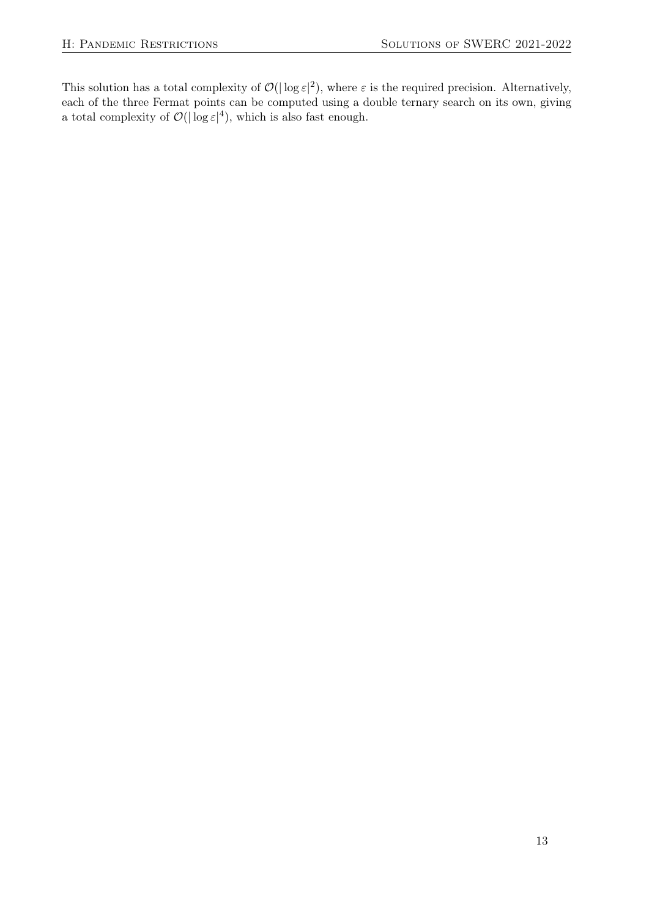This solution has a total complexity of $\mathcal{O}(|\log \varepsilon|^2)$, where $\varepsilon$ is the required precision. Alternatively, each of the three Fermat points can be computed using a double ternary search on its own, giving a total complexity of $\mathcal{O}(|\log \varepsilon|^4)$, which is also fast enough.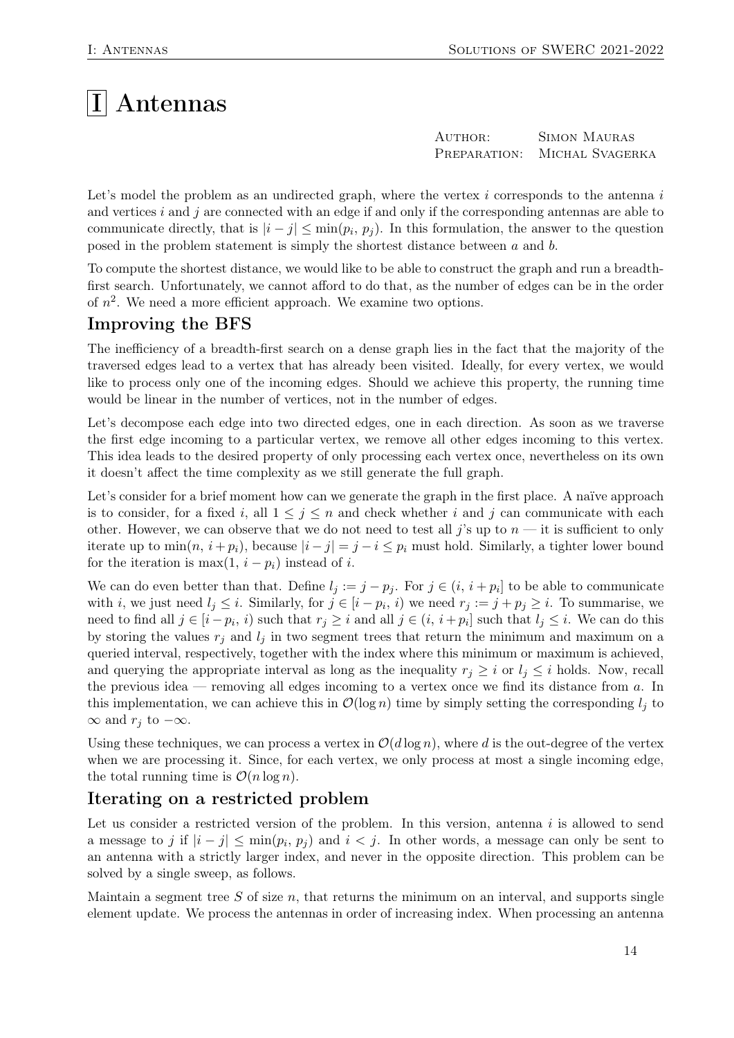# I Antennas

Author: Simon Mauras
Preparation: Michal Svagerka

Let's model the problem as an undirected graph, where the vertex $i$ corresponds to the antenna $i$ and vertices $i$ and $j$ are connected with an edge if and only if the corresponding antennas are able to communicate directly, that is $|i - j| \leq \min(p_i, p_j)$. In this formulation, the answer to the question posed in the problem statement is simply the shortest distance between $a$ and $b$.

To compute the shortest distance, we would like to be able to construct the graph and run a breadth-first search. Unfortunately, we cannot afford to do that, as the number of edges can be in the order of $n^2$. We need a more efficient approach. We examine two options.

## Improving the BFS

The inefficiency of a breadth-first search on a dense graph lies in the fact that the majority of the traversed edges lead to a vertex that has already been visited. Ideally, for every vertex, we would like to process only one of the incoming edges. Should we achieve this property, the running time would be linear in the number of vertices, not in the number of edges.

Let's decompose each edge into two directed edges, one in each direction. As soon as we traverse the first edge incoming to a particular vertex, we remove all other edges incoming to this vertex. This idea leads to the desired property of only processing each vertex once, nevertheless on its own it doesn't affect the time complexity as we still generate the full graph.

Let's consider for a brief moment how can we generate the graph in the first place. A naïve approach is to consider, for a fixed $i$, all $1 \leq j \leq n$ and check whether $i$ and $j$ can communicate with each other. However, we can observe that we do not need to test all $j$'s up to $n$ — it is sufficient to only iterate up to $\min(n, i + p_i)$, because $|i - j| = j - i \leq p_i$ must hold. Similarly, a tighter lower bound for the iteration is $\max(1, i - p_i)$ instead of $i$.

We can do even better than that. Define $l_j := j - p_j$. For $j \in (i, i + p_i]$ to be able to communicate with $i$, we just need $l_j \leq i$. Similarly, for $j \in [i - p_i, i)$ we need $r_j := j + p_j \geq i$. To summarise, we need to find all $j \in [i - p_i, i)$ such that $r_j \geq i$ and all $j \in (i, i + p_i]$ such that $l_j \leq i$. We can do this by storing the values $r_j$ and $l_j$ in two segment trees that return the minimum and maximum on a queried interval, respectively, together with the index where this minimum or maximum is achieved, and querying the appropriate interval as long as the inequality $r_j \geq i$ or $l_j \leq i$ holds. Now, recall the previous idea — removing all edges incoming to a vertex once we find its distance from $a$. In this implementation, we can achieve this in $\mathcal{O}(\log n)$ time by simply setting the corresponding $l_j$ to $\infty$ and $r_j$ to $-\infty$.

Using these techniques, we can process a vertex in $\mathcal{O}(d \log n)$, where $d$ is the out-degree of the vertex when we are processing it. Since, for each vertex, we only process at most a single incoming edge, the total running time is $\mathcal{O}(n \log n)$.

## Iterating on a restricted problem

Let us consider a restricted version of the problem. In this version, antenna $i$ is allowed to send a message to $j$ if $|i - j| \leq \min(p_i, p_j)$ and $i < j$. In other words, a message can only be sent to an antenna with a strictly larger index, and never in the opposite direction. This problem can be solved by a single sweep, as follows.

Maintain a segment tree $S$ of size $n$, that returns the minimum on an interval, and supports single element update. We process the antennas in order of increasing index. When processing an antenna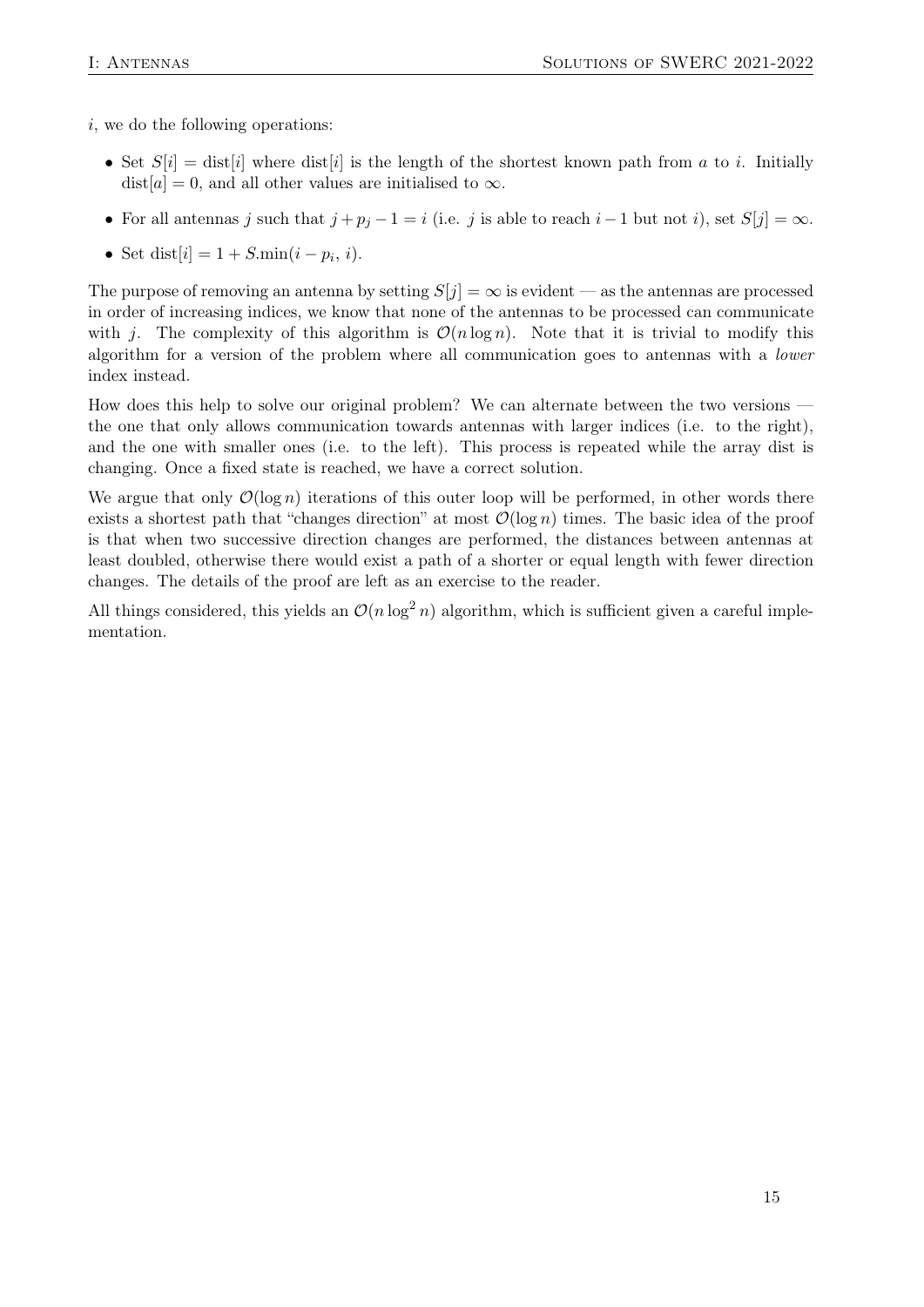$i$, we do the following operations:

- Set $S[i] = \text{dist}[i]$ where $\text{dist}[i]$ is the length of the shortest known path from $a$ to $i$. Initially $\text{dist}[a] = 0$, and all other values are initialised to $\infty$.
- For all antennas $j$ such that $j + p_j - 1 = i$ (i.e. $j$ is able to reach $i-1$ but not $i$), set $S[j] = \infty$.
- Set $\text{dist}[i] = 1 + S.\text{min}(i - p_i, i)$.

The purpose of removing an antenna by setting $S[j] = \infty$ is evident — as the antennas are processed in order of increasing indices, we know that none of the antennas to be processed can communicate with $j$. The complexity of this algorithm is $\mathcal{O}(n \log n)$. Note that it is trivial to modify this algorithm for a version of the problem where all communication goes to antennas with a *lower* index instead.

How does this help to solve our original problem? We can alternate between the two versions — the one that only allows communication towards antennas with larger indices (i.e. to the right), and the one with smaller ones (i.e. to the left). This process is repeated while the array dist is changing. Once a fixed state is reached, we have a correct solution.

We argue that only $\mathcal{O}(\log n)$ iterations of this outer loop will be performed, in other words there exists a shortest path that "changes direction" at most $\mathcal{O}(\log n)$ times. The basic idea of the proof is that when two successive direction changes are performed, the distances between antennas at least doubled, otherwise there would exist a path of a shorter or equal length with fewer direction changes. The details of the proof are left as an exercise to the reader.

All things considered, this yields an $\mathcal{O}(n \log^2 n)$ algorithm, which is sufficient given a careful implementation.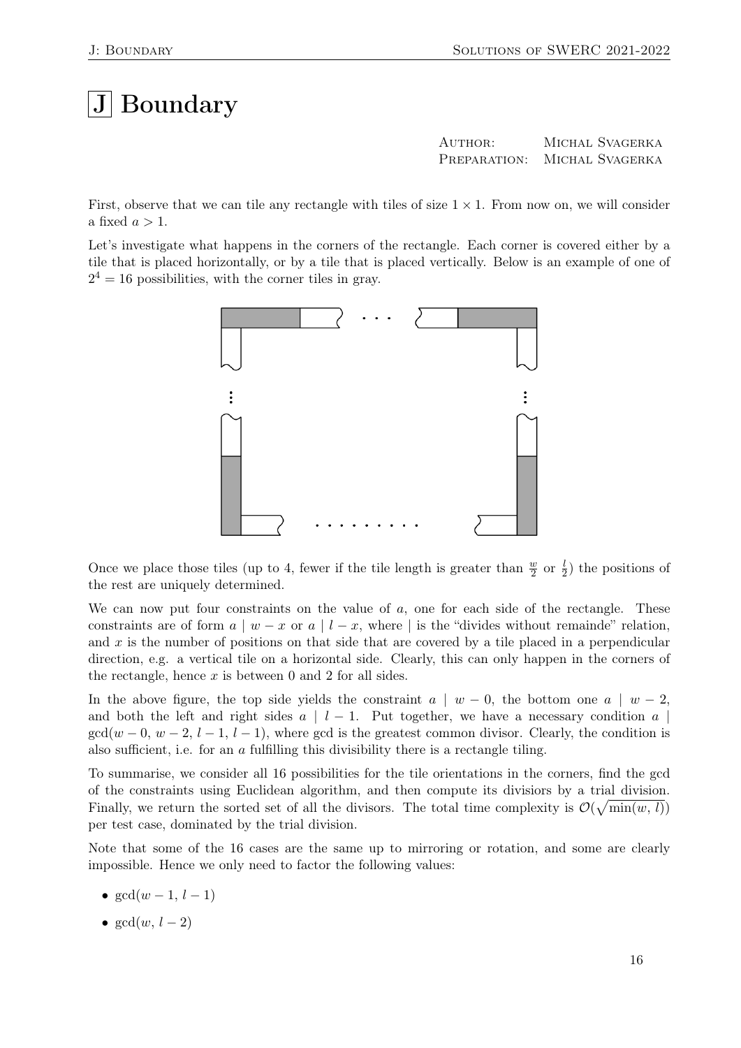# J Boundary

Author: Michal Svagerka
Preparation: Michal Svagerka

First, observe that we can tile any rectangle with tiles of size $1 \times 1$. From now on, we will consider a fixed $a > 1$.

Let's investigate what happens in the corners of the rectangle. Each corner is covered either by a tile that is placed horizontally, or by a tile that is placed vertically. Below is an example of one of $2^4 = 16$ possibilities, with the corner tiles in gray.

Once we place those tiles (up to 4, fewer if the tile length is greater than $\frac{w}{2}$ or $\frac{l}{2}$) the positions of the rest are uniquely determined.

We can now put four constraints on the value of $a$, one for each side of the rectangle. These constraints are of form $a \mid w - x$ or $a \mid l - x$, where $\mid$ is the "divides without remainde" relation, and $x$ is the number of positions on that side that are covered by a tile placed in a perpendicular direction, e.g. a vertical tile on a horizontal side. Clearly, this can only happen in the corners of the rectangle, hence $x$ is between 0 and 2 for all sides.

In the above figure, the top side yields the constraint $a \mid w - 0$, the bottom one $a \mid w - 2$, and both the left and right sides $a \mid l - 1$. Put together, we have a necessary condition $a \mid \gcd(w - 0,\, w - 2,\, l - 1,\, l - 1)$, where gcd is the greatest common divisor. Clearly, the condition is also sufficient, i.e. for an $a$ fulfilling this divisibility there is a rectangle tiling.

To summarise, we consider all 16 possibilities for the tile orientations in the corners, find the gcd of the constraints using Euclidean algorithm, and then compute its divisiors by a trial division. Finally, we return the sorted set of all the divisors. The total time complexity is $\mathcal{O}(\sqrt{\min(w,\, l)})$ per test case, dominated by the trial division.

Note that some of the 16 cases are the same up to mirroring or rotation, and some are clearly impossible. Hence we only need to factor the following values:

- $\gcd(w - 1,\, l - 1)$
- $\gcd(w,\, l - 2)$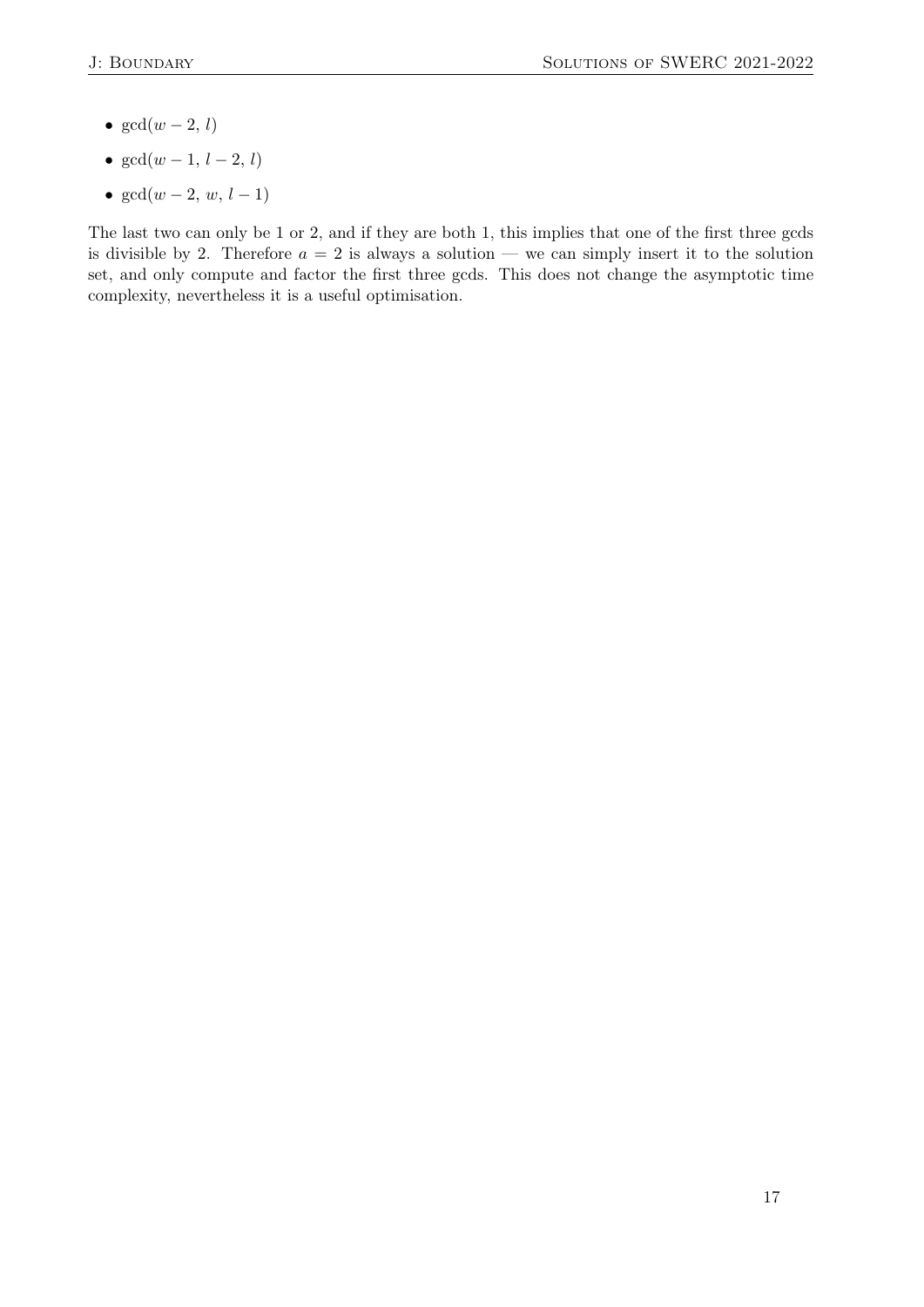- $\gcd(w-2,\, l)$
- $\gcd(w-1,\, l-2,\, l)$
- $\gcd(w-2,\, w,\, l-1)$

The last two can only be 1 or 2, and if they are both 1, this implies that one of the first three gcds is divisible by 2. Therefore $a = 2$ is always a solution — we can simply insert it to the solution set, and only compute and factor the first three gcds. This does not change the asymptotic time complexity, nevertheless it is a useful optimisation.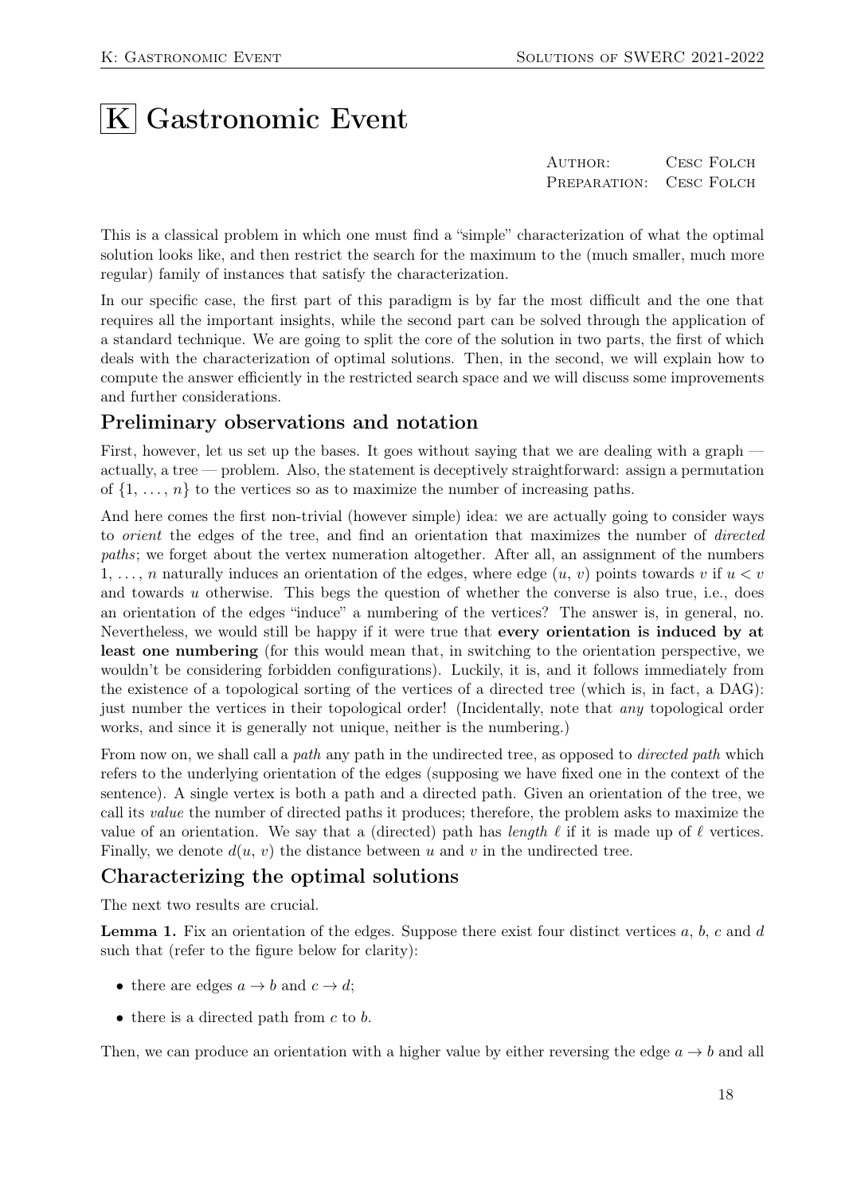# K Gastronomic Event

| | |
|---|---|
| AUTHOR: | CESC FOLCH |
| PREPARATION: | CESC FOLCH |

This is a classical problem in which one must find a "simple" characterization of what the optimal solution looks like, and then restrict the search for the maximum to the (much smaller, much more regular) family of instances that satisfy the characterization.

In our specific case, the first part of this paradigm is by far the most difficult and the one that requires all the important insights, while the second part can be solved through the application of a standard technique. We are going to split the core of the solution in two parts, the first of which deals with the characterization of optimal solutions. Then, in the second, we will explain how to compute the answer efficiently in the restricted search space and we will discuss some improvements and further considerations.

## Preliminary observations and notation

First, however, let us set up the bases. It goes without saying that we are dealing with a graph — actually, a tree — problem. Also, the statement is deceptively straightforward: assign a permutation of $\{1, \ldots, n\}$ to the vertices so as to maximize the number of increasing paths.

And here comes the first non-trivial (however simple) idea: we are actually going to consider ways to *orient* the edges of the tree, and find an orientation that maximizes the number of *directed paths*; we forget about the vertex numeration altogether. After all, an assignment of the numbers $1, \ldots, n$ naturally induces an orientation of the edges, where edge $(u, v)$ points towards $v$ if $u < v$ and towards $u$ otherwise. This begs the question of whether the converse is also true, i.e., does an orientation of the edges "induce" a numbering of the vertices? The answer is, in general, no. Nevertheless, we would still be happy if it were true that **every orientation is induced by at least one numbering** (for this would mean that, in switching to the orientation perspective, we wouldn't be considering forbidden configurations). Luckily, it is, and it follows immediately from the existence of a topological sorting of the vertices of a directed tree (which is, in fact, a DAG): just number the vertices in their topological order! (Incidentally, note that *any* topological order works, and since it is generally not unique, neither is the numbering.)

From now on, we shall call a *path* any path in the undirected tree, as opposed to *directed path* which refers to the underlying orientation of the edges (supposing we have fixed one in the context of the sentence). A single vertex is both a path and a directed path. Given an orientation of the tree, we call its *value* the number of directed paths it produces; therefore, the problem asks to maximize the value of an orientation. We say that a (directed) path has *length* $\ell$ if it is made up of $\ell$ vertices. Finally, we denote $d(u, v)$ the distance between $u$ and $v$ in the undirected tree.

## Characterizing the optimal solutions

The next two results are crucial.

**Lemma 1.** Fix an orientation of the edges. Suppose there exist four distinct vertices $a$, $b$, $c$ and $d$ such that (refer to the figure below for clarity):

- there are edges $a \to b$ and $c \to d$;
- there is a directed path from $c$ to $b$.

Then, we can produce an orientation with a higher value by either reversing the edge $a \to b$ and all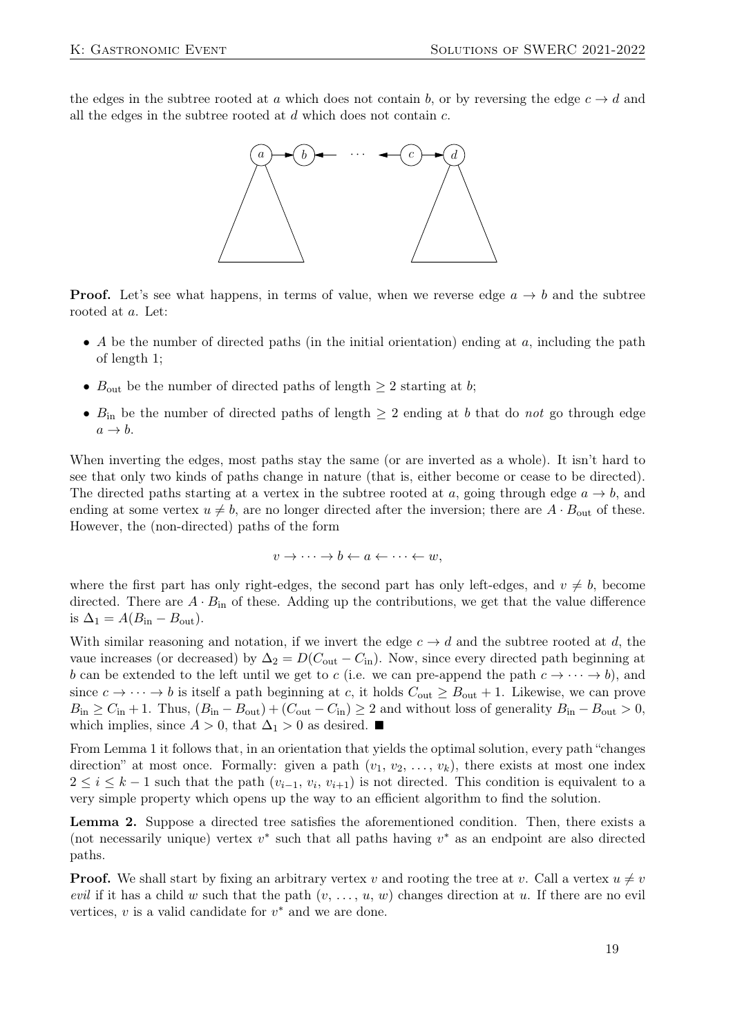the edges in the subtree rooted at $a$ which does not contain $b$, or by reversing the edge $c \to d$ and all the edges in the subtree rooted at $d$ which does not contain $c$.

**Proof.** Let's see what happens, in terms of value, when we reverse edge $a \to b$ and the subtree rooted at $a$. Let:

- $A$ be the number of directed paths (in the initial orientation) ending at $a$, including the path of length 1;
- $B_{\text{out}}$ be the number of directed paths of length $\geq 2$ starting at $b$;
- $B_{\text{in}}$ be the number of directed paths of length $\geq 2$ ending at $b$ that do *not* go through edge $a \to b$.

When inverting the edges, most paths stay the same (or are inverted as a whole). It isn't hard to see that only two kinds of paths change in nature (that is, either become or cease to be directed). The directed paths starting at a vertex in the subtree rooted at $a$, going through edge $a \to b$, and ending at some vertex $u \neq b$, are no longer directed after the inversion; there are $A \cdot B_{\text{out}}$ of these. However, the (non-directed) paths of the form

$$v \to \cdots \to b \leftarrow a \leftarrow \cdots \leftarrow w,$$

where the first part has only right-edges, the second part has only left-edges, and $v \neq b$, become directed. There are $A \cdot B_{\text{in}}$ of these. Adding up the contributions, we get that the value difference is $\Delta_1 = A(B_{\text{in}} - B_{\text{out}})$.

With similar reasoning and notation, if we invert the edge $c \to d$ and the subtree rooted at $d$, the vaue increases (or decreased) by $\Delta_2 = D(C_{\text{out}} - C_{\text{in}})$. Now, since every directed path beginning at $b$ can be extended to the left until we get to $c$ (i.e. we can pre-append the path $c \to \cdots \to b$), and since $c \to \cdots \to b$ is itself a path beginning at $c$, it holds $C_{\text{out}} \geq B_{\text{out}} + 1$. Likewise, we can prove $B_{\text{in}} \geq C_{\text{in}} + 1$. Thus, $(B_{\text{in}} - B_{\text{out}}) + (C_{\text{out}} - C_{\text{in}}) \geq 2$ and without loss of generality $B_{\text{in}} - B_{\text{out}} > 0$, which implies, since $A > 0$, that $\Delta_1 > 0$ as desired. ∎

From Lemma 1 it follows that, in an orientation that yields the optimal solution, every path "changes direction" at most once. Formally: given a path $(v_1, v_2, \ldots, v_k)$, there exists at most one index $2 \leq i \leq k-1$ such that the path $(v_{i-1}, v_i, v_{i+1})$ is not directed. This condition is equivalent to a very simple property which opens up the way to an efficient algorithm to find the solution.

**Lemma 2.** Suppose a directed tree satisfies the aforementioned condition. Then, there exists a (not necessarily unique) vertex $v^*$ such that all paths having $v^*$ as an endpoint are also directed paths.

**Proof.** We shall start by fixing an arbitrary vertex $v$ and rooting the tree at $v$. Call a vertex $u \neq v$ *evil* if it has a child $w$ such that the path $(v, \ldots, u, w)$ changes direction at $u$. If there are no evil vertices, $v$ is a valid candidate for $v^*$ and we are done.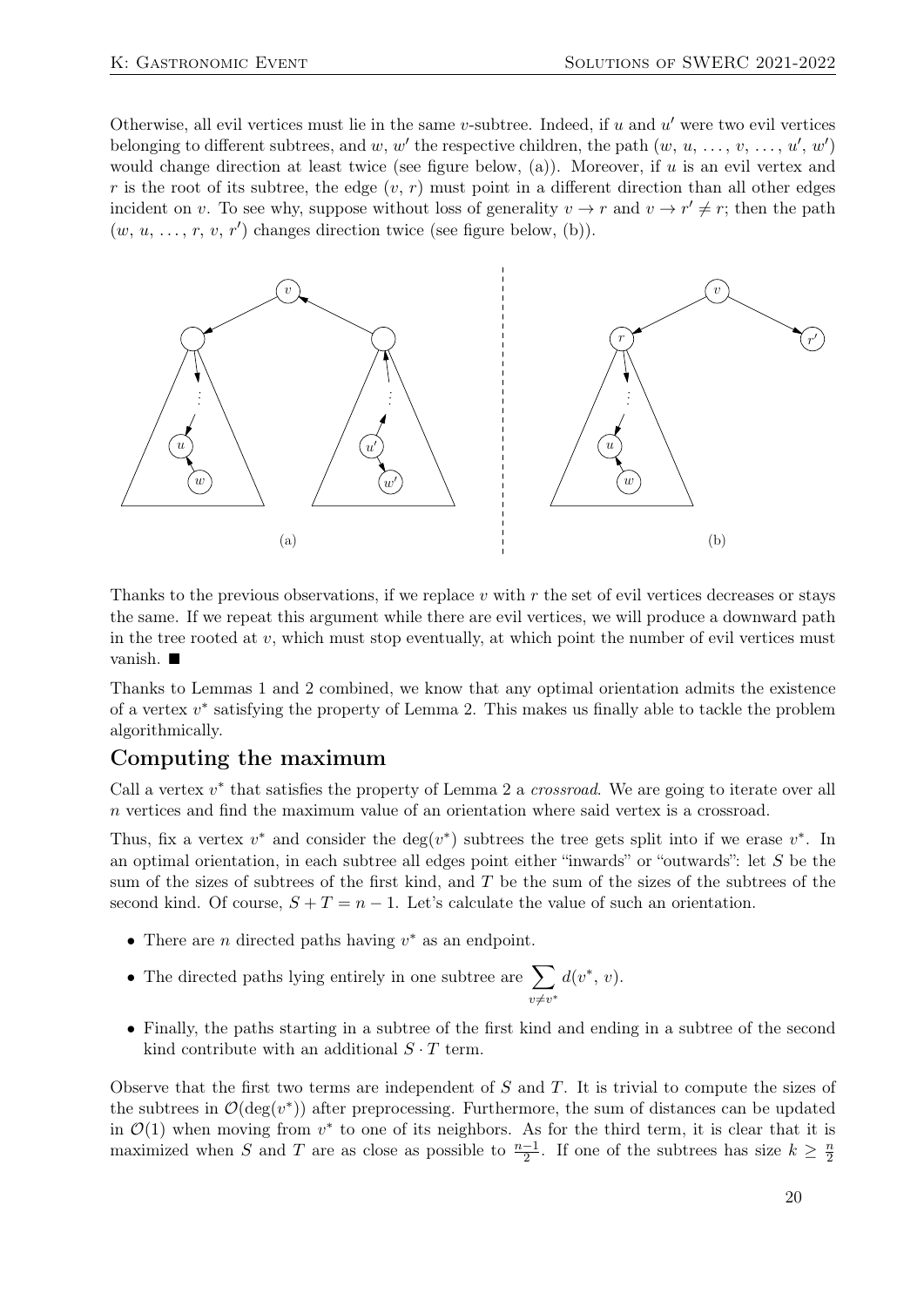Otherwise, all evil vertices must lie in the same $v$-subtree. Indeed, if $u$ and $u'$ were two evil vertices belonging to different subtrees, and $w$, $w'$ the respective children, the path $(w, u, \ldots, v, \ldots, u', w')$ would change direction at least twice (see figure below, (a)). Moreover, if $u$ is an evil vertex and $r$ is the root of its subtree, the edge $(v, r)$ must point in a different direction than all other edges incident on $v$. To see why, suppose without loss of generality $v \to r$ and $v \to r' \neq r$; then the path $(w, u, \ldots, r, v, r')$ changes direction twice (see figure below, (b)).

(a)

(b)

Thanks to the previous observations, if we replace $v$ with $r$ the set of evil vertices decreases or stays the same. If we repeat this argument while there are evil vertices, we will produce a downward path in the tree rooted at $v$, which must stop eventually, at which point the number of evil vertices must vanish. ■

Thanks to Lemmas 1 and 2 combined, we know that any optimal orientation admits the existence of a vertex $v^*$ satisfying the property of Lemma 2. This makes us finally able to tackle the problem algorithmically.

## Computing the maximum

Call a vertex $v^*$ that satisfies the property of Lemma 2 a *crossroad*. We are going to iterate over all $n$ vertices and find the maximum value of an orientation where said vertex is a crossroad.

Thus, fix a vertex $v^*$ and consider the $\deg(v^*)$ subtrees the tree gets split into if we erase $v^*$. In an optimal orientation, in each subtree all edges point either "inwards" or "outwards": let $S$ be the sum of the sizes of subtrees of the first kind, and $T$ be the sum of the sizes of the subtrees of the second kind. Of course, $S + T = n - 1$. Let's calculate the value of such an orientation.

- There are $n$ directed paths having $v^*$ as an endpoint.
- The directed paths lying entirely in one subtree are $\sum_{v \neq v^*} d(v^*, v)$.
- Finally, the paths starting in a subtree of the first kind and ending in a subtree of the second kind contribute with an additional $S \cdot T$ term.

Observe that the first two terms are independent of $S$ and $T$. It is trivial to compute the sizes of the subtrees in $\mathcal{O}(\deg(v^*))$ after preprocessing. Furthermore, the sum of distances can be updated in $\mathcal{O}(1)$ when moving from $v^*$ to one of its neighbors. As for the third term, it is clear that it is maximized when $S$ and $T$ are as close as possible to $\frac{n-1}{2}$. If one of the subtrees has size $k \geq \frac{n}{2}$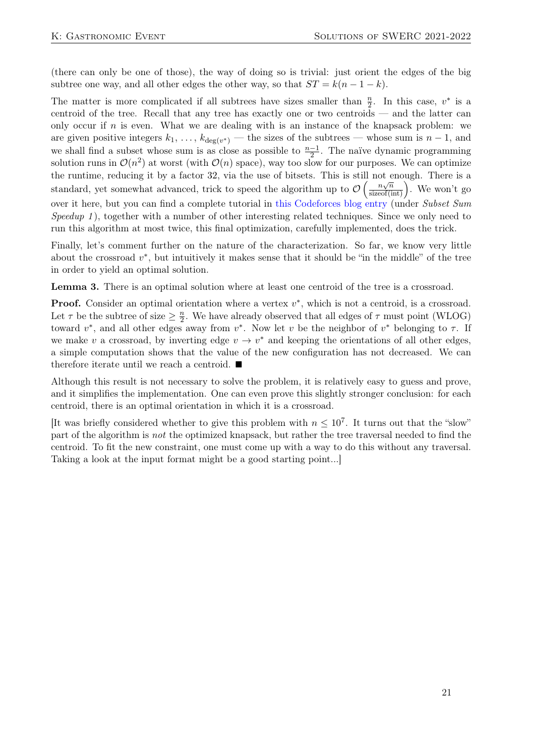(there can only be one of those), the way of doing so is trivial: just orient the edges of the big subtree one way, and all other edges the other way, so that $ST = k(n-1-k)$.

The matter is more complicated if all subtrees have sizes smaller than $\frac{n}{2}$. In this case, $v^*$ is a centroid of the tree. Recall that any tree has exactly one or two centroids — and the latter can only occur if $n$ is even. What we are dealing with is an instance of the knapsack problem: we are given positive integers $k_1, \ldots, k_{\deg(v^*)}$ — the sizes of the subtrees — whose sum is $n-1$, and we shall find a subset whose sum is as close as possible to $\frac{n-1}{2}$. The naïve dynamic programming solution runs in $\mathcal{O}(n^2)$ at worst (with $\mathcal{O}(n)$ space), way too slow for our purposes. We can optimize the runtime, reducing it by a factor 32, via the use of bitsets. This is still not enough. There is a standard, yet somewhat advanced, trick to speed the algorithm up to $\mathcal{O}\left(\frac{n\sqrt{n}}{\text{sizeof(int)}}\right)$. We won't go over it here, but you can find a complete tutorial in this Codeforces blog entry (under *Subset Sum Speedup 1*), together with a number of other interesting related techniques. Since we only need to run this algorithm at most twice, this final optimization, carefully implemented, does the trick.

Finally, let's comment further on the nature of the characterization. So far, we know very little about the crossroad $v^*$, but intuitively it makes sense that it should be "in the middle" of the tree in order to yield an optimal solution.

**Lemma 3.** There is an optimal solution where at least one centroid of the tree is a crossroad.

**Proof.** Consider an optimal orientation where a vertex $v^*$, which is not a centroid, is a crossroad. Let $\tau$ be the subtree of size $\geq \frac{n}{2}$. We have already observed that all edges of $\tau$ must point (WLOG) toward $v^*$, and all other edges away from $v^*$. Now let $v$ be the neighbor of $v^*$ belonging to $\tau$. If we make $v$ a crossroad, by inverting edge $v \to v^*$ and keeping the orientations of all other edges, a simple computation shows that the value of the new configuration has not decreased. We can therefore iterate until we reach a centroid. ■

Although this result is not necessary to solve the problem, it is relatively easy to guess and prove, and it simplifies the implementation. One can even prove this slightly stronger conclusion: for each centroid, there is an optimal orientation in which it is a crossroad.

[It was briefly considered whether to give this problem with $n \leq 10^7$. It turns out that the "slow" part of the algorithm is *not* the optimized knapsack, but rather the tree traversal needed to find the centroid. To fit the new constraint, one must come up with a way to do this without any traversal. Taking a look at the input format might be a good starting point...]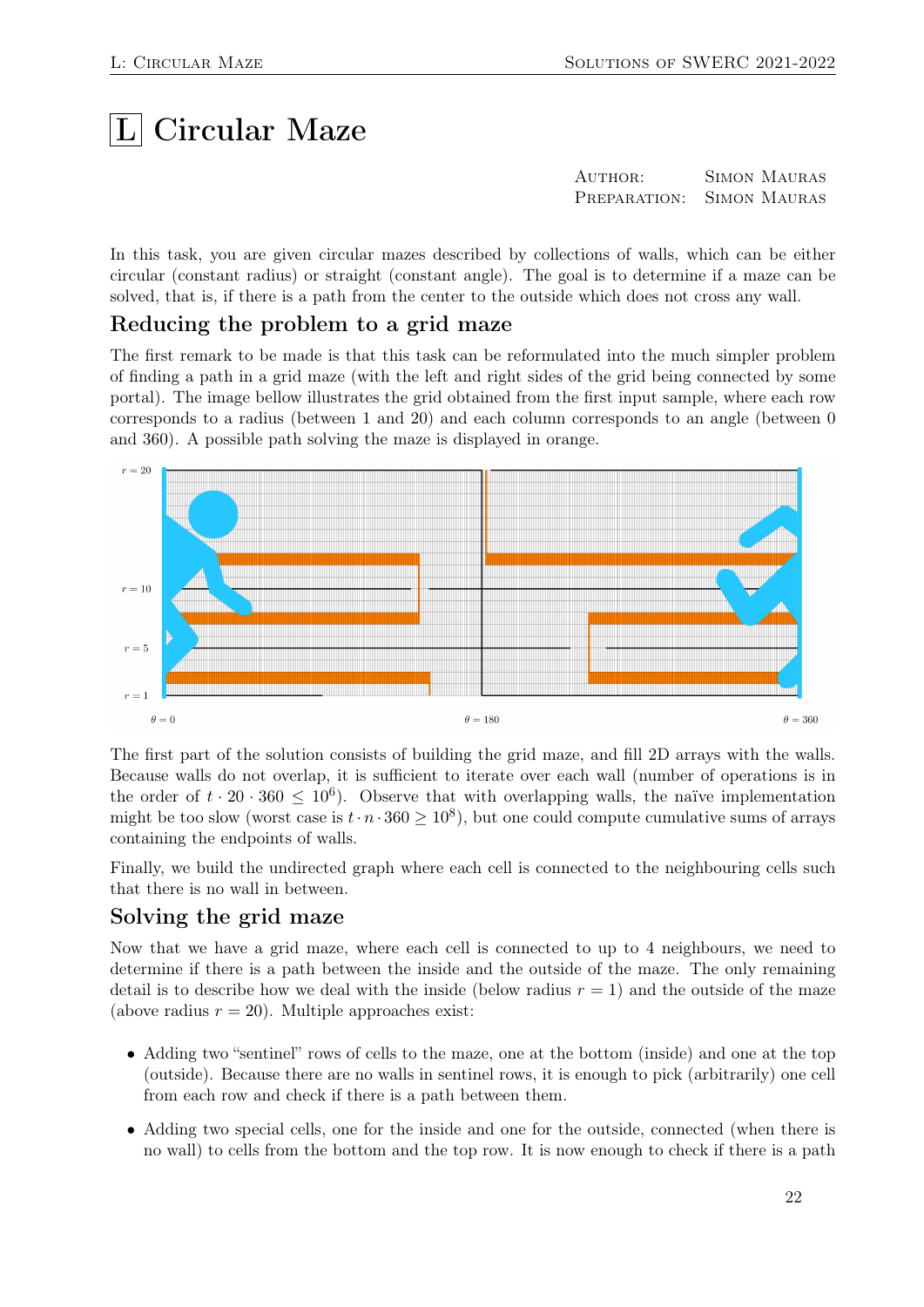# L Circular Maze

Author: Simon Mauras
Preparation: Simon Mauras

In this task, you are given circular mazes described by collections of walls, which can be either circular (constant radius) or straight (constant angle). The goal is to determine if a maze can be solved, that is, if there is a path from the center to the outside which does not cross any wall.

## Reducing the problem to a grid maze

The first remark to be made is that this task can be reformulated into the much simpler problem of finding a path in a grid maze (with the left and right sides of the grid being connected by some portal). The image bellow illustrates the grid obtained from the first input sample, where each row corresponds to a radius (between 1 and 20) and each column corresponds to an angle (between 0 and 360). A possible path solving the maze is displayed in orange.

The first part of the solution consists of building the grid maze, and fill 2D arrays with the walls. Because walls do not overlap, it is sufficient to iterate over each wall (number of operations is in the order of $t \cdot 20 \cdot 360 \leq 10^6$). Observe that with overlapping walls, the naïve implementation might be too slow (worst case is $t \cdot n \cdot 360 \geq 10^8$), but one could compute cumulative sums of arrays containing the endpoints of walls.

Finally, we build the undirected graph where each cell is connected to the neighbouring cells such that there is no wall in between.

## Solving the grid maze

Now that we have a grid maze, where each cell is connected to up to 4 neighbours, we need to determine if there is a path between the inside and the outside of the maze. The only remaining detail is to describe how we deal with the inside (below radius $r = 1$) and the outside of the maze (above radius $r = 20$). Multiple approaches exist:

- Adding two "sentinel" rows of cells to the maze, one at the bottom (inside) and one at the top (outside). Because there are no walls in sentinel rows, it is enough to pick (arbitrarily) one cell from each row and check if there is a path between them.
- Adding two special cells, one for the inside and one for the outside, connected (when there is no wall) to cells from the bottom and the top row. It is now enough to check if there is a path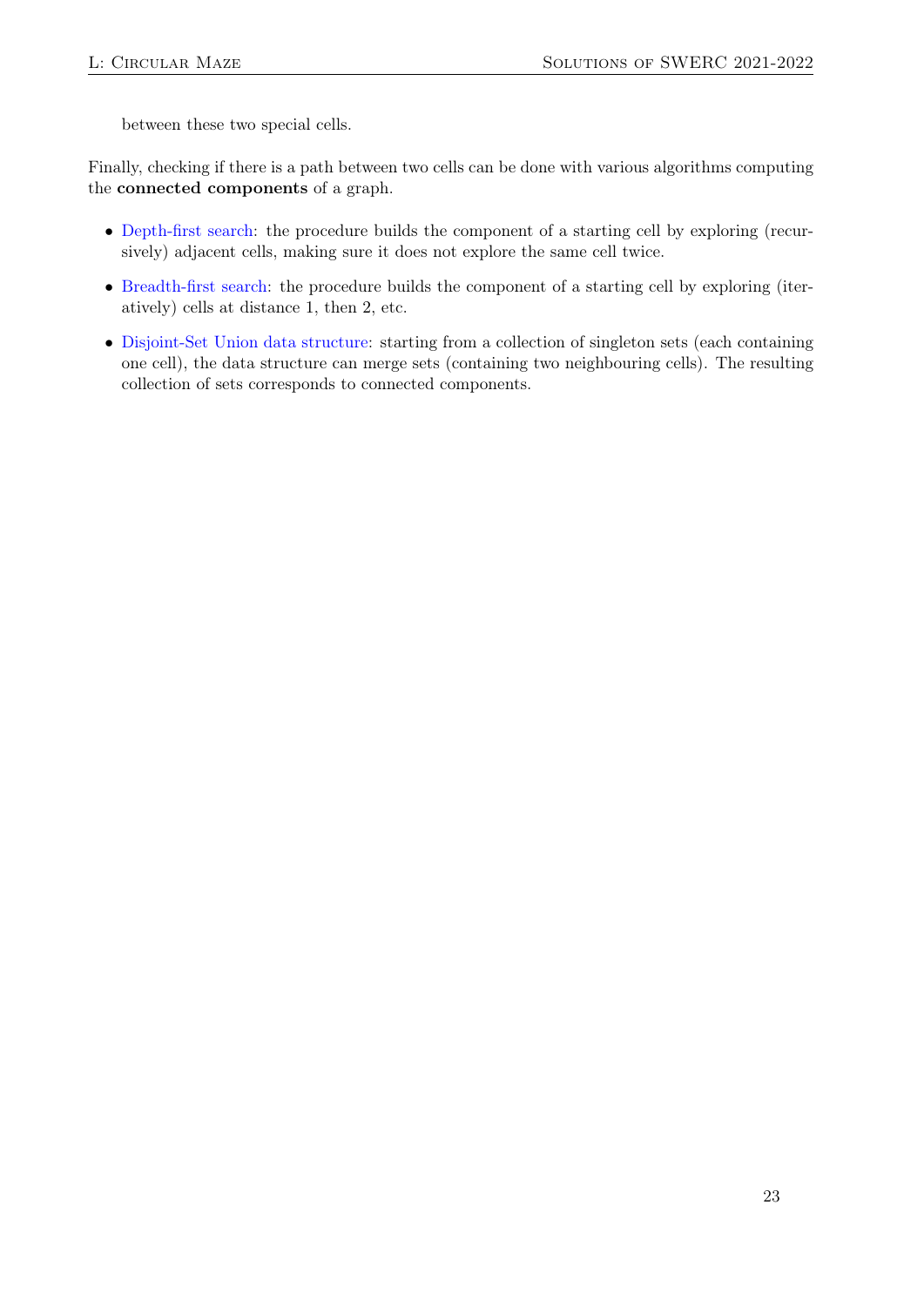between these two special cells.

Finally, checking if there is a path between two cells can be done with various algorithms computing the **connected components** of a graph.

- Depth-first search: the procedure builds the component of a starting cell by exploring (recursively) adjacent cells, making sure it does not explore the same cell twice.
- Breadth-first search: the procedure builds the component of a starting cell by exploring (iteratively) cells at distance 1, then 2, etc.
- Disjoint-Set Union data structure: starting from a collection of singleton sets (each containing one cell), the data structure can merge sets (containing two neighbouring cells). The resulting collection of sets corresponds to connected components.